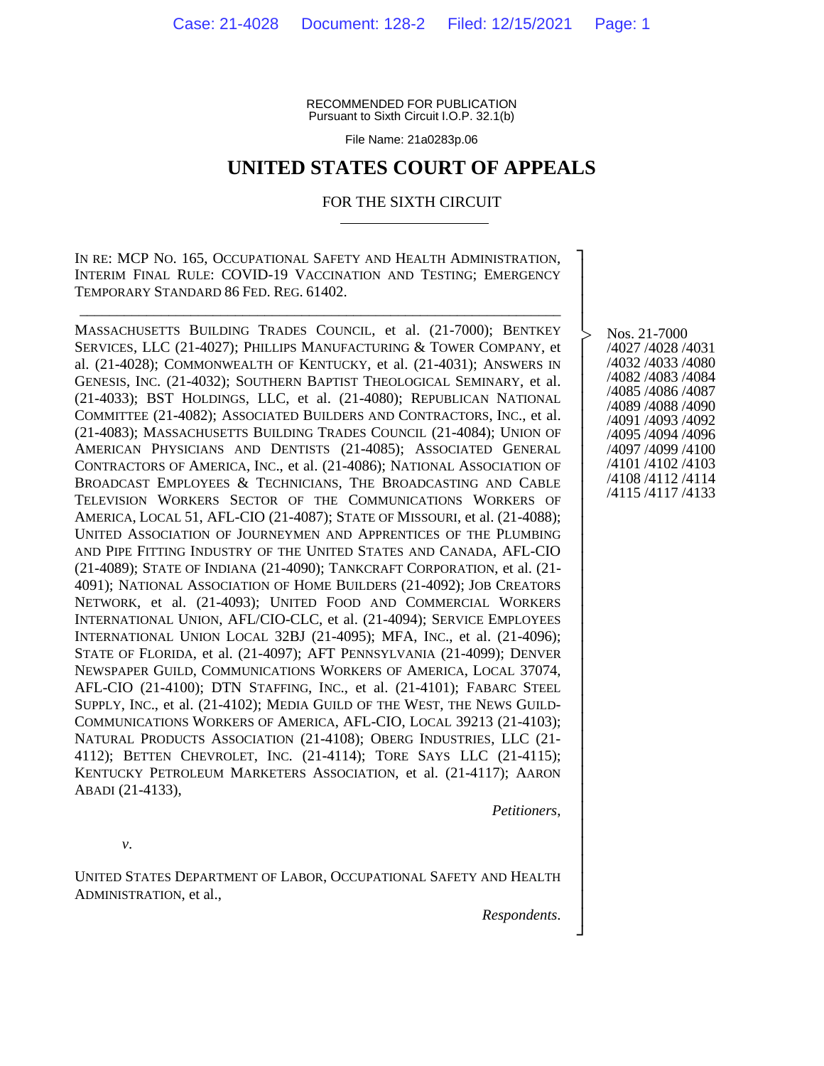RECOMMENDED FOR PUBLICATION
Pursuant to Sixth Circuit I.O.P. 32.1(b)

File Name: 21a0283p.06

# UNITED STATES COURT OF APPEALS

## FOR THE SIXTH CIRCUIT

IN RE: MCP NO. 165, OCCUPATIONAL SAFETY AND HEALTH ADMINISTRATION, INTERIM FINAL RULE: COVID-19 VACCINATION AND TESTING; EMERGENCY TEMPORARY STANDARD 86 FED. REG. 61402.

---

MASSACHUSETTS BUILDING TRADES COUNCIL, et al. (21-7000); BENTKEY SERVICES, LLC (21-4027); PHILLIPS MANUFACTURING & TOWER COMPANY, et al. (21-4028); COMMONWEALTH OF KENTUCKY, et al. (21-4031); ANSWERS IN GENESIS, INC. (21-4032); SOUTHERN BAPTIST THEOLOGICAL SEMINARY, et al. (21-4033); BST HOLDINGS, LLC, et al. (21-4080); REPUBLICAN NATIONAL COMMITTEE (21-4082); ASSOCIATED BUILDERS AND CONTRACTORS, INC., et al. (21-4083); MASSACHUSETTS BUILDING TRADES COUNCIL (21-4084); UNION OF AMERICAN PHYSICIANS AND DENTISTS (21-4085); ASSOCIATED GENERAL CONTRACTORS OF AMERICA, INC., et al. (21-4086); NATIONAL ASSOCIATION OF BROADCAST EMPLOYEES & TECHNICIANS, THE BROADCASTING AND CABLE TELEVISION WORKERS SECTOR OF THE COMMUNICATIONS WORKERS OF AMERICA, LOCAL 51, AFL-CIO (21-4087); STATE OF MISSOURI, et al. (21-4088); UNITED ASSOCIATION OF JOURNEYMEN AND APPRENTICES OF THE PLUMBING AND PIPE FITTING INDUSTRY OF THE UNITED STATES AND CANADA, AFL-CIO (21-4089); STATE OF INDIANA (21-4090); TANKCRAFT CORPORATION, et al. (21-4091); NATIONAL ASSOCIATION OF HOME BUILDERS (21-4092); JOB CREATORS NETWORK, et al. (21-4093); UNITED FOOD AND COMMERCIAL WORKERS INTERNATIONAL UNION, AFL/CIO-CLC, et al. (21-4094); SERVICE EMPLOYEES INTERNATIONAL UNION LOCAL 32BJ (21-4095); MFA, INC., et al. (21-4096); STATE OF FLORIDA, et al. (21-4097); AFT PENNSYLVANIA (21-4099); DENVER NEWSPAPER GUILD, COMMUNICATIONS WORKERS OF AMERICA, LOCAL 37074, AFL-CIO (21-4100); DTN STAFFING, INC., et al. (21-4101); FABARC STEEL SUPPLY, INC., et al. (21-4102); MEDIA GUILD OF THE WEST, THE NEWS GUILD-COMMUNICATIONS WORKERS OF AMERICA, AFL-CIO, LOCAL 39213 (21-4103); NATURAL PRODUCTS ASSOCIATION (21-4108); OBERG INDUSTRIES, LLC (21-4112); BETTEN CHEVROLET, INC. (21-4114); TORE SAYS LLC (21-4115); KENTUCKY PETROLEUM MARKETERS ASSOCIATION, et al. (21-4117); AARON ABADI (21-4133),

*Petitioners*,

*v*.

UNITED STATES DEPARTMENT OF LABOR, OCCUPATIONAL SAFETY AND HEALTH ADMINISTRATION, et al.,

*Respondents*.

Nos. 21-7000 /4027 /4028 /4031 /4032 /4033 /4080 /4082 /4083 /4084 /4085 /4086 /4087 /4089 /4088 /4090 /4091 /4093 /4092 /4095 /4094 /4096 /4097 /4099 /4100 /4101 /4102 /4103 /4108 /4112 /4114 /4115 /4117 /4133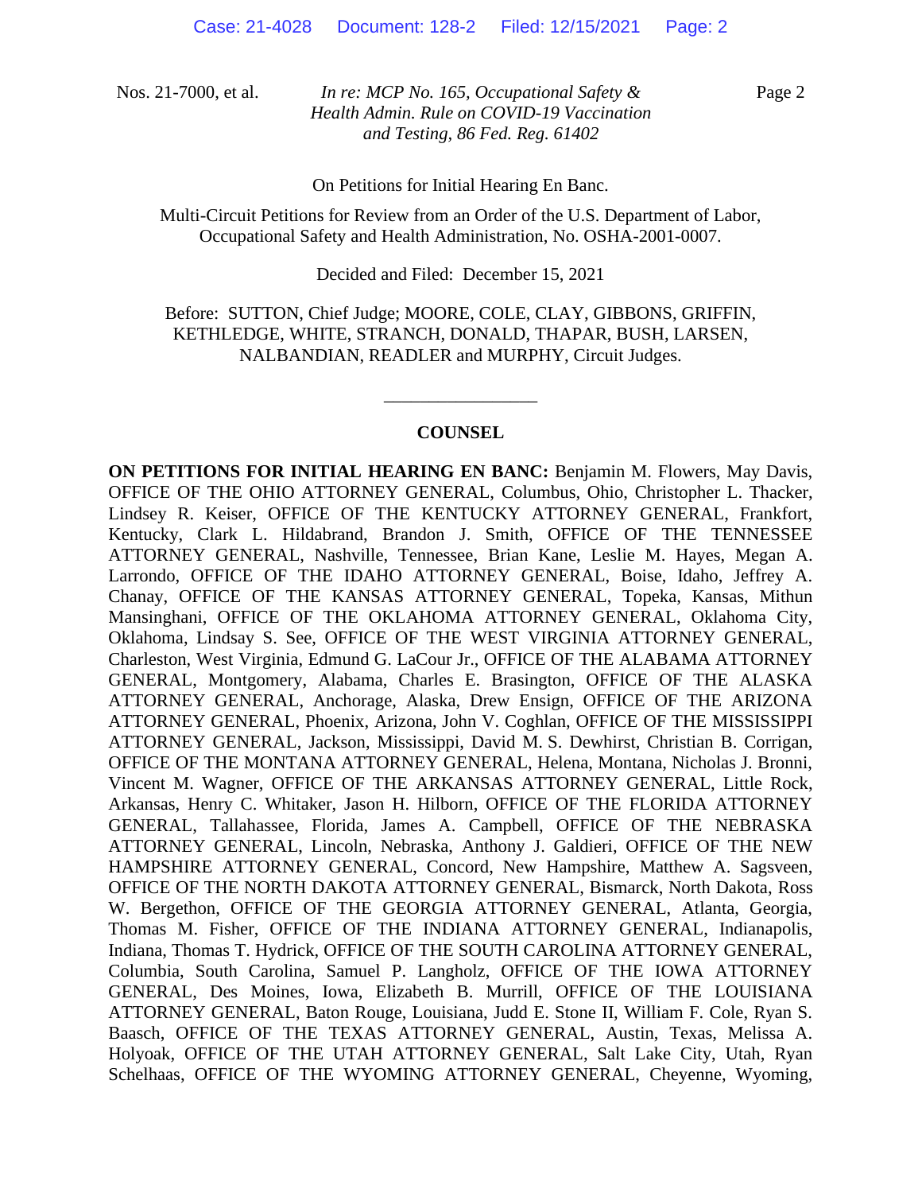On Petitions for Initial Hearing En Banc.

Multi-Circuit Petitions for Review from an Order of the U.S. Department of Labor, Occupational Safety and Health Administration, No. OSHA-2001-0007.

Decided and Filed: December 15, 2021

Before: SUTTON, Chief Judge; MOORE, COLE, CLAY, GIBBONS, GRIFFIN, KETHLEDGE, WHITE, STRANCH, DONALD, THAPAR, BUSH, LARSEN, NALBANDIAN, READLER and MURPHY, Circuit Judges.

\_\_\_\_\_\_\_\_\_\_\_\_\_\_\_\_\_

## COUNSEL

**ON PETITIONS FOR INITIAL HEARING EN BANC:** Benjamin M. Flowers, May Davis, OFFICE OF THE OHIO ATTORNEY GENERAL, Columbus, Ohio, Christopher L. Thacker, Lindsey R. Keiser, OFFICE OF THE KENTUCKY ATTORNEY GENERAL, Frankfort, Kentucky, Clark L. Hildabrand, Brandon J. Smith, OFFICE OF THE TENNESSEE ATTORNEY GENERAL, Nashville, Tennessee, Brian Kane, Leslie M. Hayes, Megan A. Larrondo, OFFICE OF THE IDAHO ATTORNEY GENERAL, Boise, Idaho, Jeffrey A. Chanay, OFFICE OF THE KANSAS ATTORNEY GENERAL, Topeka, Kansas, Mithun Mansinghani, OFFICE OF THE OKLAHOMA ATTORNEY GENERAL, Oklahoma City, Oklahoma, Lindsay S. See, OFFICE OF THE WEST VIRGINIA ATTORNEY GENERAL, Charleston, West Virginia, Edmund G. LaCour Jr., OFFICE OF THE ALABAMA ATTORNEY GENERAL, Montgomery, Alabama, Charles E. Brasington, OFFICE OF THE ALASKA ATTORNEY GENERAL, Anchorage, Alaska, Drew Ensign, OFFICE OF THE ARIZONA ATTORNEY GENERAL, Phoenix, Arizona, John V. Coghlan, OFFICE OF THE MISSISSIPPI ATTORNEY GENERAL, Jackson, Mississippi, David M. S. Dewhirst, Christian B. Corrigan, OFFICE OF THE MONTANA ATTORNEY GENERAL, Helena, Montana, Nicholas J. Bronni, Vincent M. Wagner, OFFICE OF THE ARKANSAS ATTORNEY GENERAL, Little Rock, Arkansas, Henry C. Whitaker, Jason H. Hilborn, OFFICE OF THE FLORIDA ATTORNEY GENERAL, Tallahassee, Florida, James A. Campbell, OFFICE OF THE NEBRASKA ATTORNEY GENERAL, Lincoln, Nebraska, Anthony J. Galdieri, OFFICE OF THE NEW HAMPSHIRE ATTORNEY GENERAL, Concord, New Hampshire, Matthew A. Sagsveen, OFFICE OF THE NORTH DAKOTA ATTORNEY GENERAL, Bismarck, North Dakota, Ross W. Bergethon, OFFICE OF THE GEORGIA ATTORNEY GENERAL, Atlanta, Georgia, Thomas M. Fisher, OFFICE OF THE INDIANA ATTORNEY GENERAL, Indianapolis, Indiana, Thomas T. Hydrick, OFFICE OF THE SOUTH CAROLINA ATTORNEY GENERAL, Columbia, South Carolina, Samuel P. Langholz, OFFICE OF THE IOWA ATTORNEY GENERAL, Des Moines, Iowa, Elizabeth B. Murrill, OFFICE OF THE LOUISIANA ATTORNEY GENERAL, Baton Rouge, Louisiana, Judd E. Stone II, William F. Cole, Ryan S. Baasch, OFFICE OF THE TEXAS ATTORNEY GENERAL, Austin, Texas, Melissa A. Holyoak, OFFICE OF THE UTAH ATTORNEY GENERAL, Salt Lake City, Utah, Ryan Schelhaas, OFFICE OF THE WYOMING ATTORNEY GENERAL, Cheyenne, Wyoming,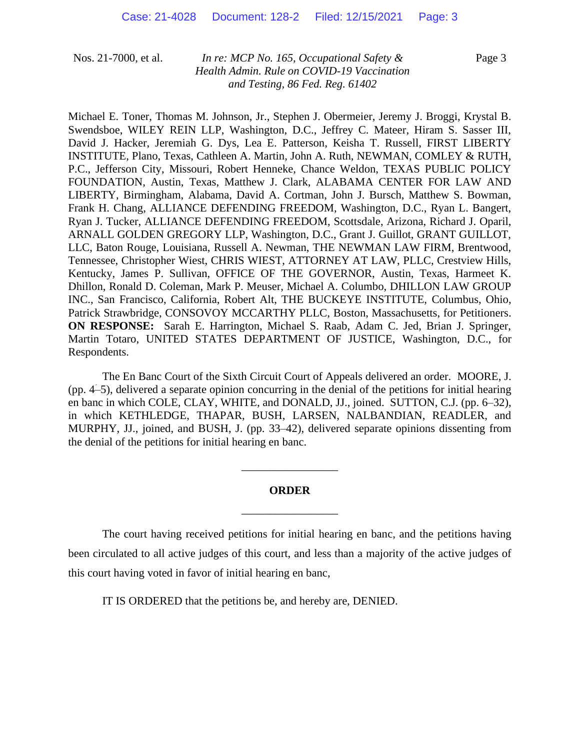Michael E. Toner, Thomas M. Johnson, Jr., Stephen J. Obermeier, Jeremy J. Broggi, Krystal B. Swendsboe, WILEY REIN LLP, Washington, D.C., Jeffrey C. Mateer, Hiram S. Sasser III, David J. Hacker, Jeremiah G. Dys, Lea E. Patterson, Keisha T. Russell, FIRST LIBERTY INSTITUTE, Plano, Texas, Cathleen A. Martin, John A. Ruth, NEWMAN, COMLEY & RUTH, P.C., Jefferson City, Missouri, Robert Henneke, Chance Weldon, TEXAS PUBLIC POLICY FOUNDATION, Austin, Texas, Matthew J. Clark, ALABAMA CENTER FOR LAW AND LIBERTY, Birmingham, Alabama, David A. Cortman, John J. Bursch, Matthew S. Bowman, Frank H. Chang, ALLIANCE DEFENDING FREEDOM, Washington, D.C., Ryan L. Bangert, Ryan J. Tucker, ALLIANCE DEFENDING FREEDOM, Scottsdale, Arizona, Richard J. Oparil, ARNALL GOLDEN GREGORY LLP, Washington, D.C., Grant J. Guillot, GRANT GUILLOT, LLC, Baton Rouge, Louisiana, Russell A. Newman, THE NEWMAN LAW FIRM, Brentwood, Tennessee, Christopher Wiest, CHRIS WIEST, ATTORNEY AT LAW, PLLC, Crestview Hills, Kentucky, James P. Sullivan, OFFICE OF THE GOVERNOR, Austin, Texas, Harmeet K. Dhillon, Ronald D. Coleman, Mark P. Meuser, Michael A. Columbo, DHILLON LAW GROUP INC., San Francisco, California, Robert Alt, THE BUCKEYE INSTITUTE, Columbus, Ohio, Patrick Strawbridge, CONSOVOY MCCARTHY PLLC, Boston, Massachusetts, for Petitioners. **ON RESPONSE:** Sarah E. Harrington, Michael S. Raab, Adam C. Jed, Brian J. Springer, Martin Totaro, UNITED STATES DEPARTMENT OF JUSTICE, Washington, D.C., for Respondents.

The En Banc Court of the Sixth Circuit Court of Appeals delivered an order. MOORE, J. (pp. 4–5), delivered a separate opinion concurring in the denial of the petitions for initial hearing en banc in which COLE, CLAY, WHITE, and DONALD, JJ., joined. SUTTON, C.J. (pp. 6–32), in which KETHLEDGE, THAPAR, BUSH, LARSEN, NALBANDIAN, READLER, and MURPHY, JJ., joined, and BUSH, J. (pp. 33–42), delivered separate opinions dissenting from the denial of the petitions for initial hearing en banc.

---

**ORDER**

---

The court having received petitions for initial hearing en banc, and the petitions having been circulated to all active judges of this court, and less than a majority of the active judges of this court having voted in favor of initial hearing en banc,

IT IS ORDERED that the petitions be, and hereby are, DENIED.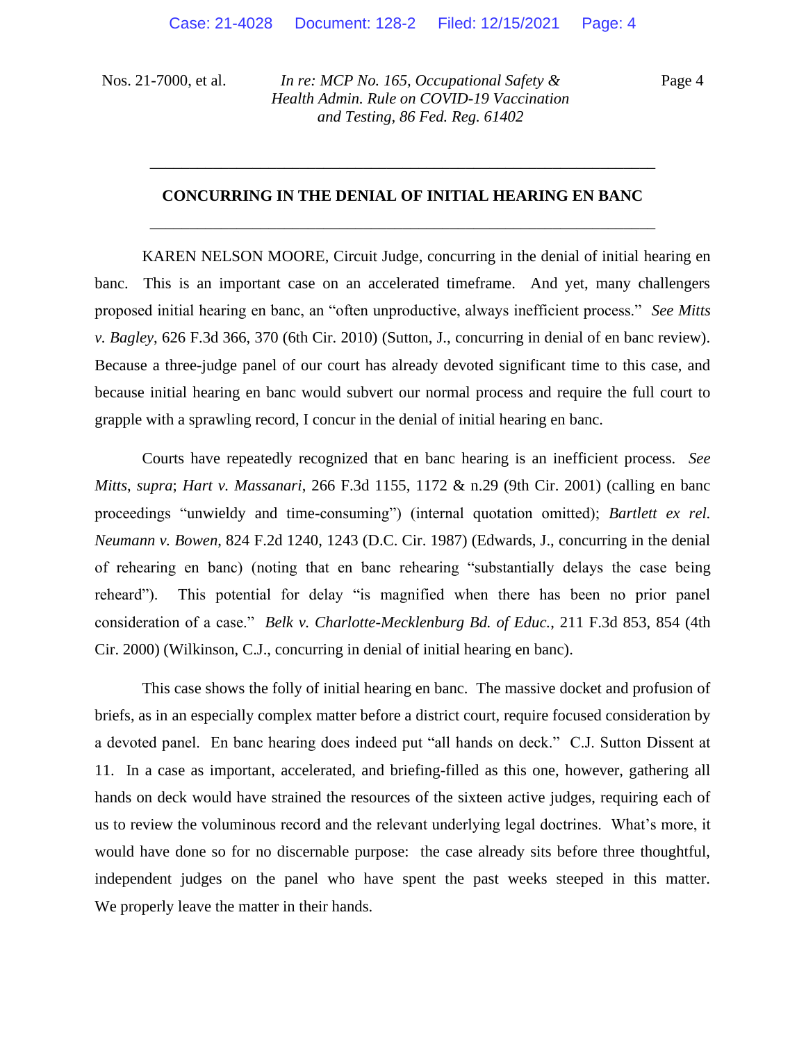## CONCURRING IN THE DENIAL OF INITIAL HEARING EN BANC

KAREN NELSON MOORE, Circuit Judge, concurring in the denial of initial hearing en banc. This is an important case on an accelerated timeframe. And yet, many challengers proposed initial hearing en banc, an "often unproductive, always inefficient process." *See Mitts v. Bagley*, 626 F.3d 366, 370 (6th Cir. 2010) (Sutton, J., concurring in denial of en banc review). Because a three-judge panel of our court has already devoted significant time to this case, and because initial hearing en banc would subvert our normal process and require the full court to grapple with a sprawling record, I concur in the denial of initial hearing en banc.

Courts have repeatedly recognized that en banc hearing is an inefficient process. *See Mitts*, *supra*; *Hart v. Massanari*, 266 F.3d 1155, 1172 & n.29 (9th Cir. 2001) (calling en banc proceedings "unwieldy and time-consuming") (internal quotation omitted); *Bartlett ex rel. Neumann v. Bowen*, 824 F.2d 1240, 1243 (D.C. Cir. 1987) (Edwards, J., concurring in the denial of rehearing en banc) (noting that en banc rehearing "substantially delays the case being reheard"). This potential for delay "is magnified when there has been no prior panel consideration of a case." *Belk v. Charlotte-Mecklenburg Bd. of Educ.*, 211 F.3d 853, 854 (4th Cir. 2000) (Wilkinson, C.J., concurring in denial of initial hearing en banc).

This case shows the folly of initial hearing en banc. The massive docket and profusion of briefs, as in an especially complex matter before a district court, require focused consideration by a devoted panel. En banc hearing does indeed put "all hands on deck." C.J. Sutton Dissent at 11. In a case as important, accelerated, and briefing-filled as this one, however, gathering all hands on deck would have strained the resources of the sixteen active judges, requiring each of us to review the voluminous record and the relevant underlying legal doctrines. What's more, it would have done so for no discernable purpose: the case already sits before three thoughtful, independent judges on the panel who have spent the past weeks steeped in this matter. We properly leave the matter in their hands.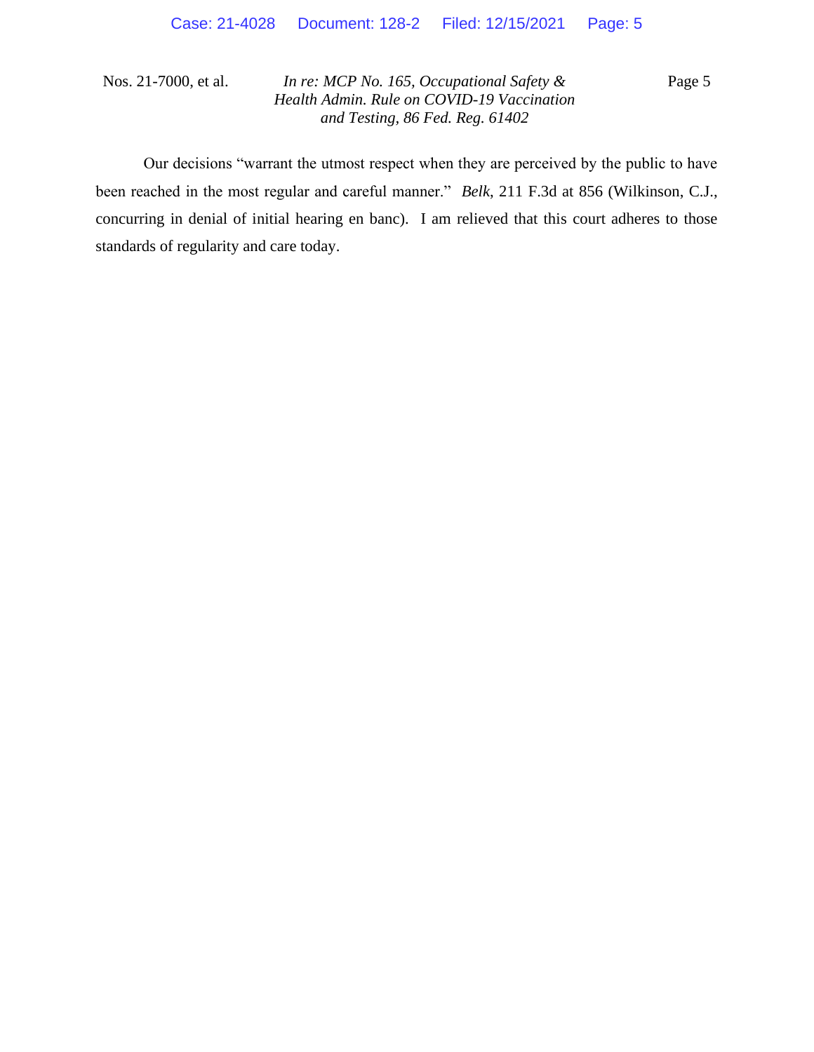Our decisions "warrant the utmost respect when they are perceived by the public to have been reached in the most regular and careful manner." *Belk*, 211 F.3d at 856 (Wilkinson, C.J., concurring in denial of initial hearing en banc). I am relieved that this court adheres to those standards of regularity and care today.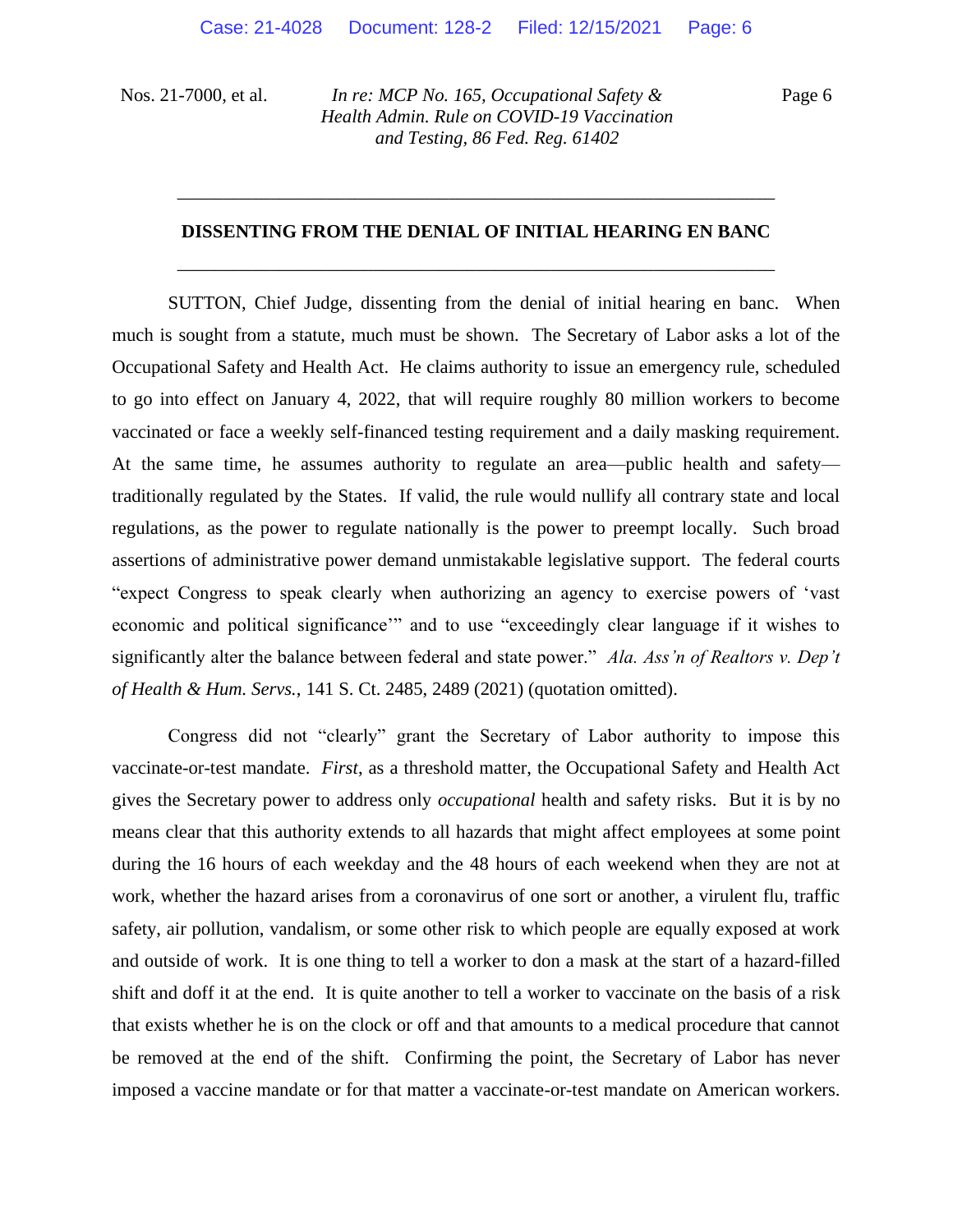## DISSENTING FROM THE DENIAL OF INITIAL HEARING EN BANC

SUTTON, Chief Judge, dissenting from the denial of initial hearing en banc. When much is sought from a statute, much must be shown. The Secretary of Labor asks a lot of the Occupational Safety and Health Act. He claims authority to issue an emergency rule, scheduled to go into effect on January 4, 2022, that will require roughly 80 million workers to become vaccinated or face a weekly self-financed testing requirement and a daily masking requirement. At the same time, he assumes authority to regulate an area—public health and safety—traditionally regulated by the States. If valid, the rule would nullify all contrary state and local regulations, as the power to regulate nationally is the power to preempt locally. Such broad assertions of administrative power demand unmistakable legislative support. The federal courts "expect Congress to speak clearly when authorizing an agency to exercise powers of 'vast economic and political significance'" and to use "exceedingly clear language if it wishes to significantly alter the balance between federal and state power." *Ala. Ass'n of Realtors v. Dep't of Health & Hum. Servs.*, 141 S. Ct. 2485, 2489 (2021) (quotation omitted).

Congress did not "clearly" grant the Secretary of Labor authority to impose this vaccinate-or-test mandate. *First*, as a threshold matter, the Occupational Safety and Health Act gives the Secretary power to address only *occupational* health and safety risks. But it is by no means clear that this authority extends to all hazards that might affect employees at some point during the 16 hours of each weekday and the 48 hours of each weekend when they are not at work, whether the hazard arises from a coronavirus of one sort or another, a virulent flu, traffic safety, air pollution, vandalism, or some other risk to which people are equally exposed at work and outside of work. It is one thing to tell a worker to don a mask at the start of a hazard-filled shift and doff it at the end. It is quite another to tell a worker to vaccinate on the basis of a risk that exists whether he is on the clock or off and that amounts to a medical procedure that cannot be removed at the end of the shift. Confirming the point, the Secretary of Labor has never imposed a vaccine mandate or for that matter a vaccinate-or-test mandate on American workers.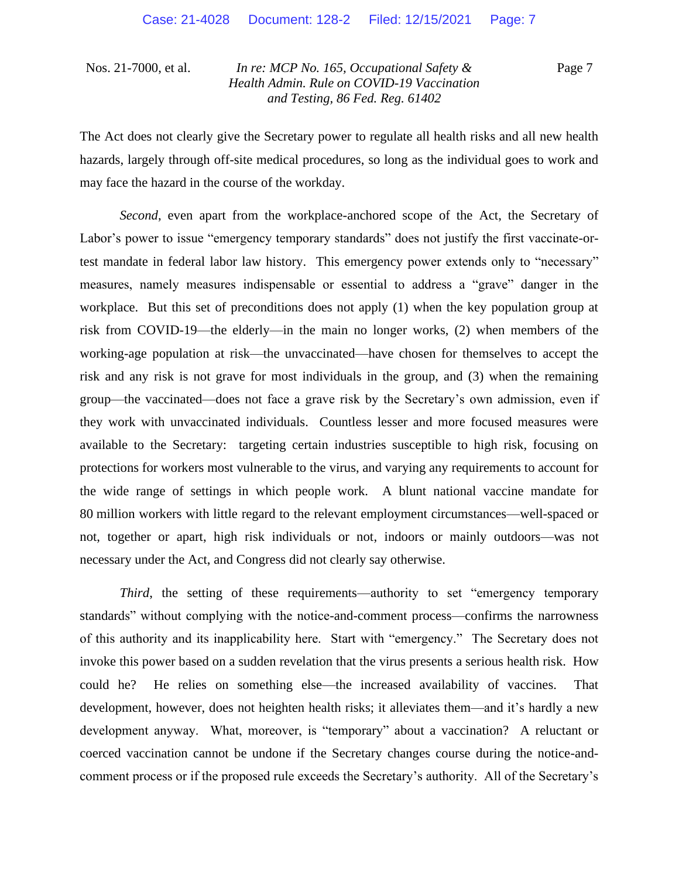The Act does not clearly give the Secretary power to regulate all health risks and all new health hazards, largely through off-site medical procedures, so long as the individual goes to work and may face the hazard in the course of the workday.

*Second*, even apart from the workplace-anchored scope of the Act, the Secretary of Labor's power to issue "emergency temporary standards" does not justify the first vaccinate-or-test mandate in federal labor law history. This emergency power extends only to "necessary" measures, namely measures indispensable or essential to address a "grave" danger in the workplace. But this set of preconditions does not apply (1) when the key population group at risk from COVID-19—the elderly—in the main no longer works, (2) when members of the working-age population at risk—the unvaccinated—have chosen for themselves to accept the risk and any risk is not grave for most individuals in the group, and (3) when the remaining group—the vaccinated—does not face a grave risk by the Secretary's own admission, even if they work with unvaccinated individuals. Countless lesser and more focused measures were available to the Secretary: targeting certain industries susceptible to high risk, focusing on protections for workers most vulnerable to the virus, and varying any requirements to account for the wide range of settings in which people work. A blunt national vaccine mandate for 80 million workers with little regard to the relevant employment circumstances—well-spaced or not, together or apart, high risk individuals or not, indoors or mainly outdoors—was not necessary under the Act, and Congress did not clearly say otherwise.

*Third*, the setting of these requirements—authority to set "emergency temporary standards" without complying with the notice-and-comment process—confirms the narrowness of this authority and its inapplicability here. Start with "emergency." The Secretary does not invoke this power based on a sudden revelation that the virus presents a serious health risk. How could he? He relies on something else—the increased availability of vaccines. That development, however, does not heighten health risks; it alleviates them—and it's hardly a new development anyway. What, moreover, is "temporary" about a vaccination? A reluctant or coerced vaccination cannot be undone if the Secretary changes course during the notice-and-comment process or if the proposed rule exceeds the Secretary's authority. All of the Secretary's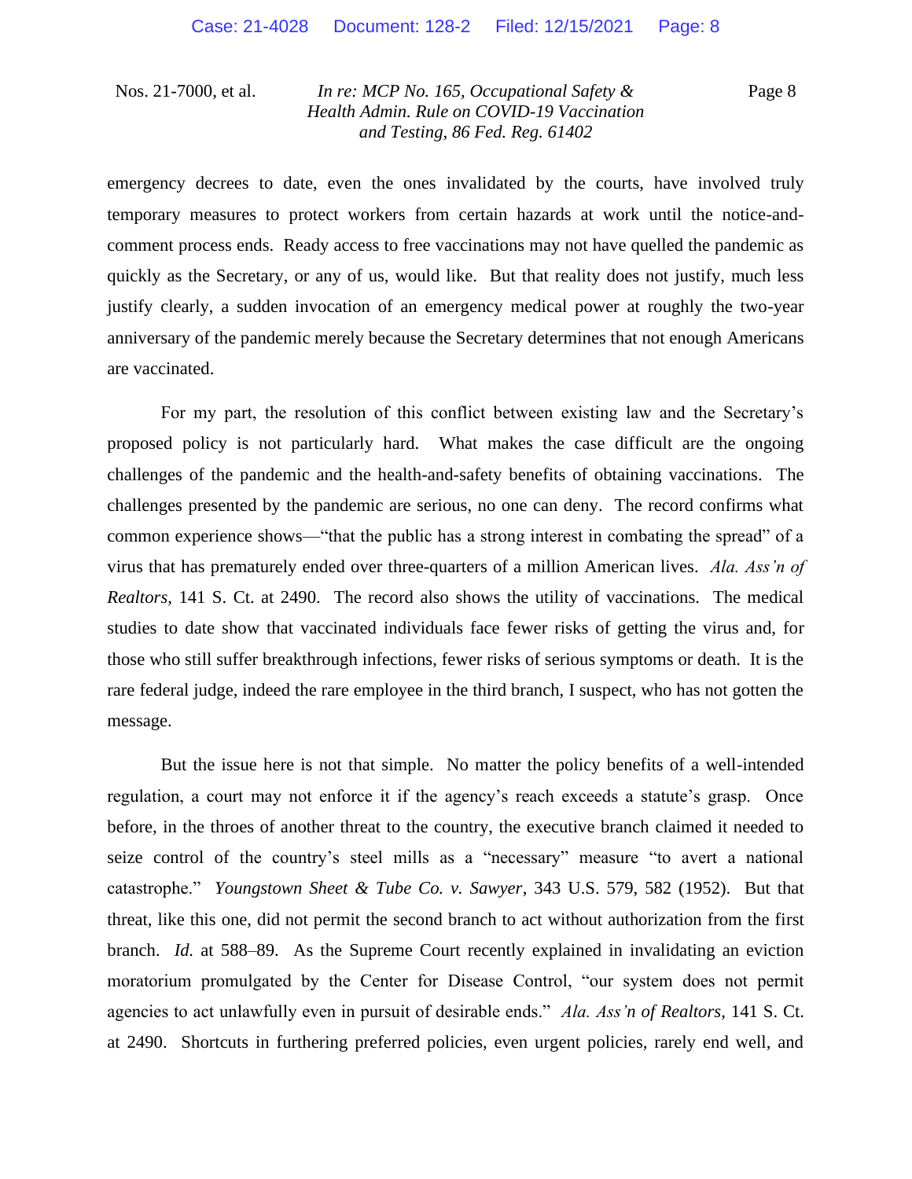emergency decrees to date, even the ones invalidated by the courts, have involved truly temporary measures to protect workers from certain hazards at work until the notice-and-comment process ends. Ready access to free vaccinations may not have quelled the pandemic as quickly as the Secretary, or any of us, would like. But that reality does not justify, much less justify clearly, a sudden invocation of an emergency medical power at roughly the two-year anniversary of the pandemic merely because the Secretary determines that not enough Americans are vaccinated.

For my part, the resolution of this conflict between existing law and the Secretary's proposed policy is not particularly hard. What makes the case difficult are the ongoing challenges of the pandemic and the health-and-safety benefits of obtaining vaccinations. The challenges presented by the pandemic are serious, no one can deny. The record confirms what common experience shows—"that the public has a strong interest in combating the spread" of a virus that has prematurely ended over three-quarters of a million American lives. *Ala. Ass'n of Realtors*, 141 S. Ct. at 2490. The record also shows the utility of vaccinations. The medical studies to date show that vaccinated individuals face fewer risks of getting the virus and, for those who still suffer breakthrough infections, fewer risks of serious symptoms or death. It is the rare federal judge, indeed the rare employee in the third branch, I suspect, who has not gotten the message.

But the issue here is not that simple. No matter the policy benefits of a well-intended regulation, a court may not enforce it if the agency's reach exceeds a statute's grasp. Once before, in the throes of another threat to the country, the executive branch claimed it needed to seize control of the country's steel mills as a "necessary" measure "to avert a national catastrophe." *Youngstown Sheet & Tube Co. v. Sawyer*, 343 U.S. 579, 582 (1952). But that threat, like this one, did not permit the second branch to act without authorization from the first branch. *Id.* at 588–89. As the Supreme Court recently explained in invalidating an eviction moratorium promulgated by the Center for Disease Control, "our system does not permit agencies to act unlawfully even in pursuit of desirable ends." *Ala. Ass'n of Realtors*, 141 S. Ct. at 2490. Shortcuts in furthering preferred policies, even urgent policies, rarely end well, and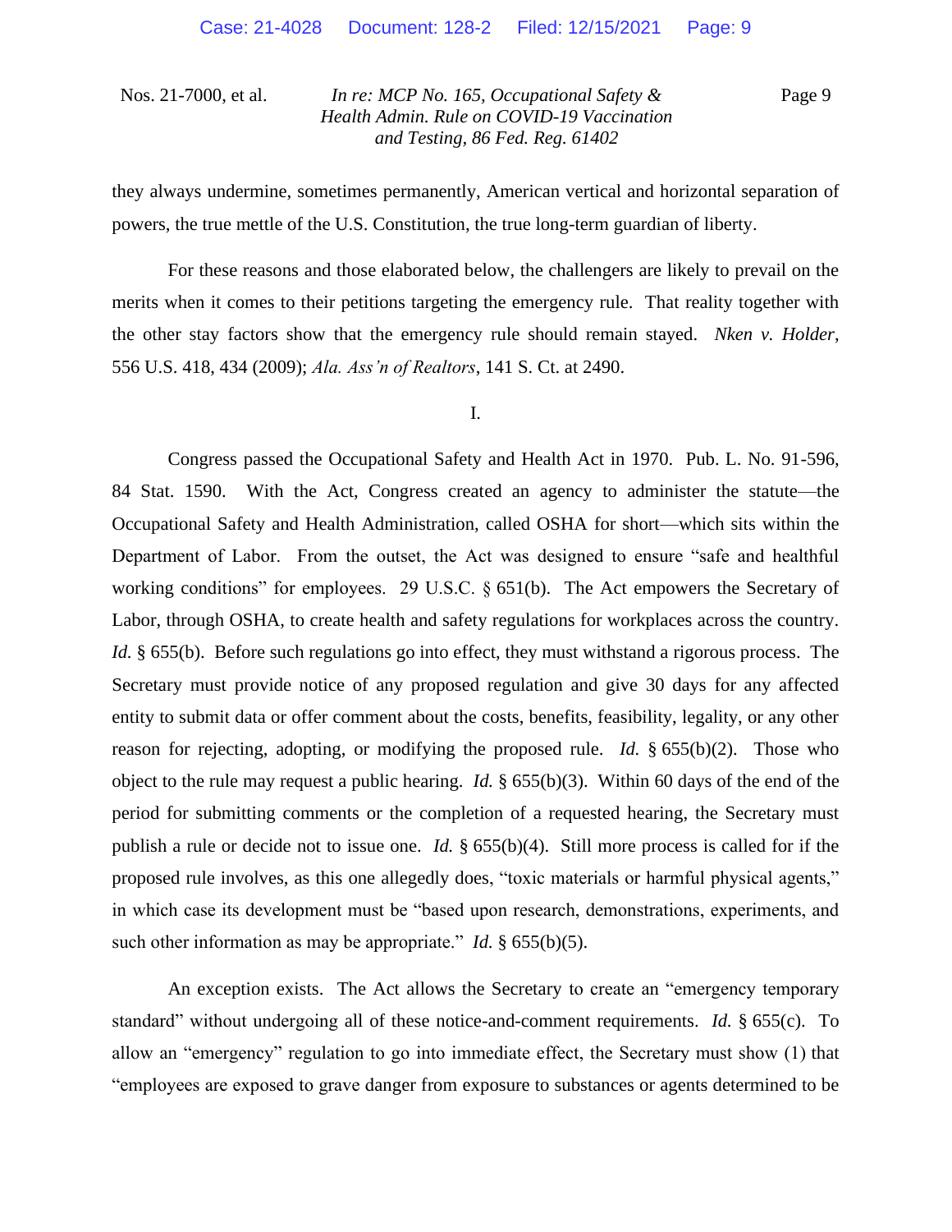they always undermine, sometimes permanently, American vertical and horizontal separation of powers, the true mettle of the U.S. Constitution, the true long-term guardian of liberty.

For these reasons and those elaborated below, the challengers are likely to prevail on the merits when it comes to their petitions targeting the emergency rule. That reality together with the other stay factors show that the emergency rule should remain stayed. *Nken v. Holder*, 556 U.S. 418, 434 (2009); *Ala. Ass'n of Realtors*, 141 S. Ct. at 2490.

I.

Congress passed the Occupational Safety and Health Act in 1970. Pub. L. No. 91-596, 84 Stat. 1590. With the Act, Congress created an agency to administer the statute—the Occupational Safety and Health Administration, called OSHA for short—which sits within the Department of Labor. From the outset, the Act was designed to ensure "safe and healthful working conditions" for employees. 29 U.S.C. § 651(b). The Act empowers the Secretary of Labor, through OSHA, to create health and safety regulations for workplaces across the country. *Id.* § 655(b). Before such regulations go into effect, they must withstand a rigorous process. The Secretary must provide notice of any proposed regulation and give 30 days for any affected entity to submit data or offer comment about the costs, benefits, feasibility, legality, or any other reason for rejecting, adopting, or modifying the proposed rule. *Id.* § 655(b)(2). Those who object to the rule may request a public hearing. *Id.* § 655(b)(3). Within 60 days of the end of the period for submitting comments or the completion of a requested hearing, the Secretary must publish a rule or decide not to issue one. *Id.* § 655(b)(4). Still more process is called for if the proposed rule involves, as this one allegedly does, "toxic materials or harmful physical agents," in which case its development must be "based upon research, demonstrations, experiments, and such other information as may be appropriate." *Id.* § 655(b)(5).

An exception exists. The Act allows the Secretary to create an "emergency temporary standard" without undergoing all of these notice-and-comment requirements. *Id.* § 655(c). To allow an "emergency" regulation to go into immediate effect, the Secretary must show (1) that "employees are exposed to grave danger from exposure to substances or agents determined to be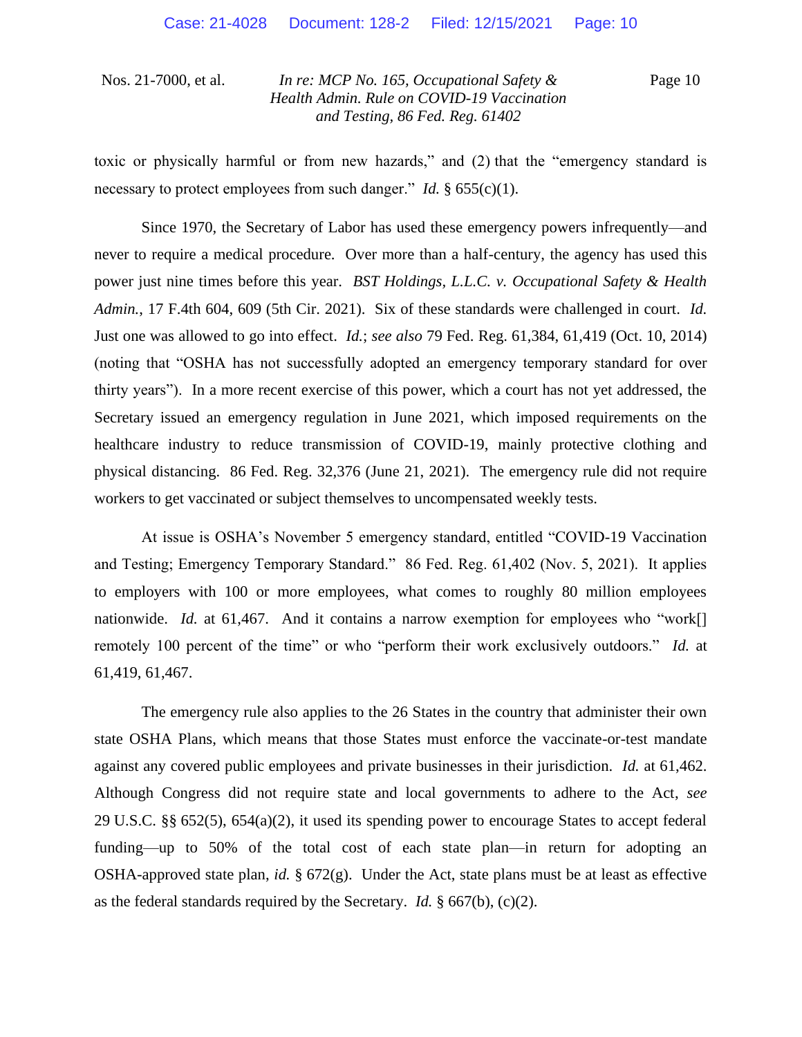toxic or physically harmful or from new hazards," and (2) that the "emergency standard is necessary to protect employees from such danger." *Id.* § 655(c)(1).

Since 1970, the Secretary of Labor has used these emergency powers infrequently—and never to require a medical procedure. Over more than a half-century, the agency has used this power just nine times before this year. *BST Holdings, L.L.C. v. Occupational Safety & Health Admin.*, 17 F.4th 604, 609 (5th Cir. 2021). Six of these standards were challenged in court. *Id.* Just one was allowed to go into effect. *Id.*; *see also* 79 Fed. Reg. 61,384, 61,419 (Oct. 10, 2014) (noting that "OSHA has not successfully adopted an emergency temporary standard for over thirty years"). In a more recent exercise of this power, which a court has not yet addressed, the Secretary issued an emergency regulation in June 2021, which imposed requirements on the healthcare industry to reduce transmission of COVID-19, mainly protective clothing and physical distancing. 86 Fed. Reg. 32,376 (June 21, 2021). The emergency rule did not require workers to get vaccinated or subject themselves to uncompensated weekly tests.

At issue is OSHA's November 5 emergency standard, entitled "COVID-19 Vaccination and Testing; Emergency Temporary Standard." 86 Fed. Reg. 61,402 (Nov. 5, 2021). It applies to employers with 100 or more employees, what comes to roughly 80 million employees nationwide. *Id.* at 61,467. And it contains a narrow exemption for employees who "work[] remotely 100 percent of the time" or who "perform their work exclusively outdoors." *Id.* at 61,419, 61,467.

The emergency rule also applies to the 26 States in the country that administer their own state OSHA Plans, which means that those States must enforce the vaccinate-or-test mandate against any covered public employees and private businesses in their jurisdiction. *Id.* at 61,462. Although Congress did not require state and local governments to adhere to the Act, *see* 29 U.S.C. §§ 652(5), 654(a)(2), it used its spending power to encourage States to accept federal funding—up to 50% of the total cost of each state plan—in return for adopting an OSHA-approved state plan, *id.* § 672(g). Under the Act, state plans must be at least as effective as the federal standards required by the Secretary. *Id.* § 667(b), (c)(2).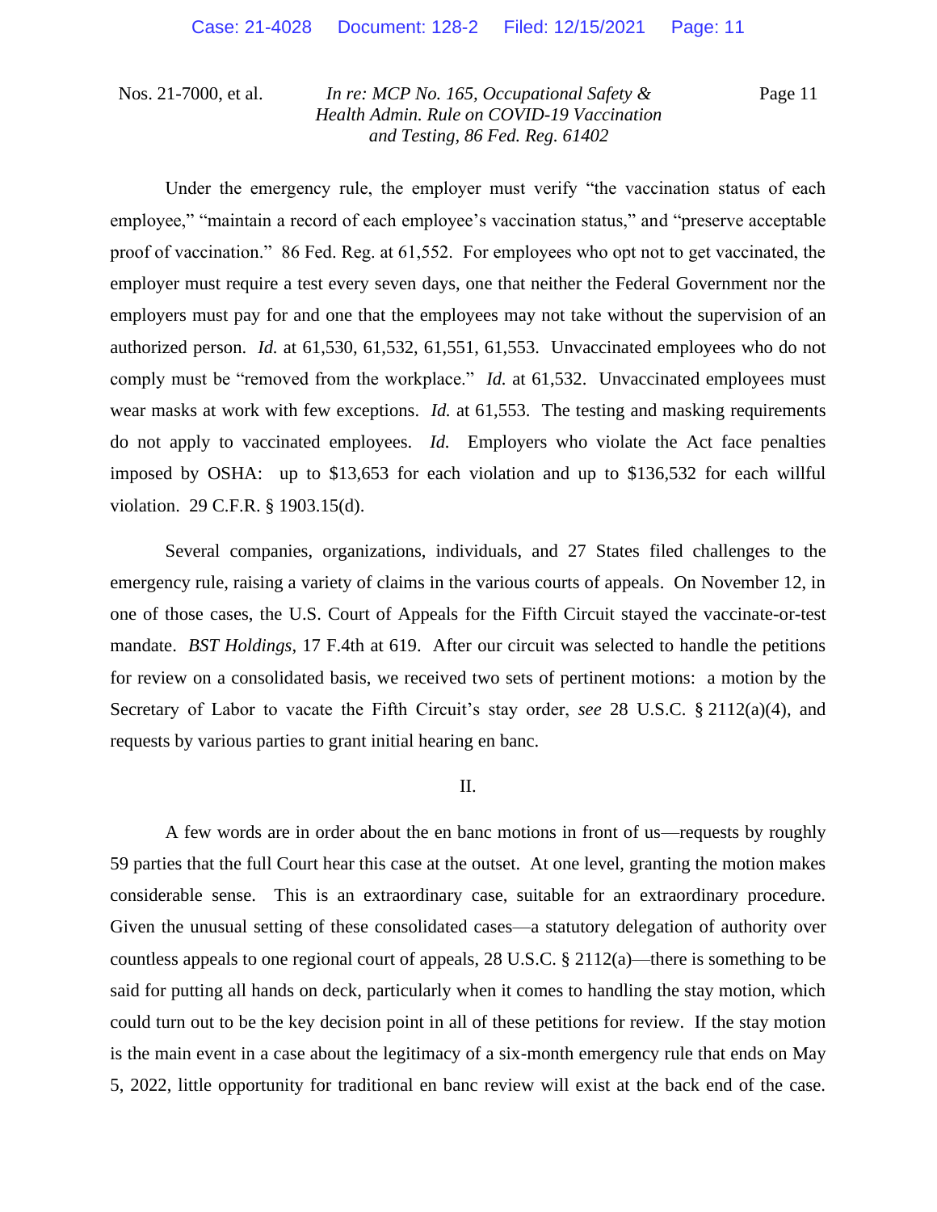Under the emergency rule, the employer must verify "the vaccination status of each employee," "maintain a record of each employee's vaccination status," and "preserve acceptable proof of vaccination." 86 Fed. Reg. at 61,552. For employees who opt not to get vaccinated, the employer must require a test every seven days, one that neither the Federal Government nor the employers must pay for and one that the employees may not take without the supervision of an authorized person. *Id.* at 61,530, 61,532, 61,551, 61,553. Unvaccinated employees who do not comply must be "removed from the workplace." *Id.* at 61,532. Unvaccinated employees must wear masks at work with few exceptions. *Id.* at 61,553. The testing and masking requirements do not apply to vaccinated employees. *Id.* Employers who violate the Act face penalties imposed by OSHA: up to $13,653 for each violation and up to $136,532 for each willful violation. 29 C.F.R. § 1903.15(d).

Several companies, organizations, individuals, and 27 States filed challenges to the emergency rule, raising a variety of claims in the various courts of appeals. On November 12, in one of those cases, the U.S. Court of Appeals for the Fifth Circuit stayed the vaccinate-or-test mandate. *BST Holdings*, 17 F.4th at 619. After our circuit was selected to handle the petitions for review on a consolidated basis, we received two sets of pertinent motions: a motion by the Secretary of Labor to vacate the Fifth Circuit's stay order, *see* 28 U.S.C. § 2112(a)(4), and requests by various parties to grant initial hearing en banc.

## II.

A few words are in order about the en banc motions in front of us—requests by roughly 59 parties that the full Court hear this case at the outset. At one level, granting the motion makes considerable sense. This is an extraordinary case, suitable for an extraordinary procedure. Given the unusual setting of these consolidated cases—a statutory delegation of authority over countless appeals to one regional court of appeals, 28 U.S.C. § 2112(a)—there is something to be said for putting all hands on deck, particularly when it comes to handling the stay motion, which could turn out to be the key decision point in all of these petitions for review. If the stay motion is the main event in a case about the legitimacy of a six-month emergency rule that ends on May 5, 2022, little opportunity for traditional en banc review will exist at the back end of the case.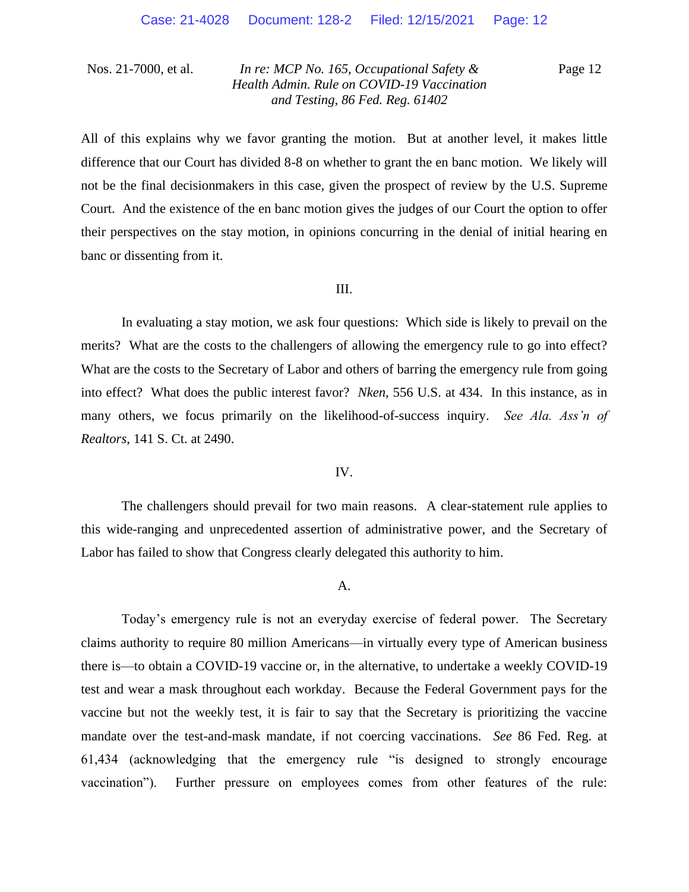All of this explains why we favor granting the motion. But at another level, it makes little difference that our Court has divided 8-8 on whether to grant the en banc motion. We likely will not be the final decisionmakers in this case, given the prospect of review by the U.S. Supreme Court. And the existence of the en banc motion gives the judges of our Court the option to offer their perspectives on the stay motion, in opinions concurring in the denial of initial hearing en banc or dissenting from it.

## III.

In evaluating a stay motion, we ask four questions: Which side is likely to prevail on the merits? What are the costs to the challengers of allowing the emergency rule to go into effect? What are the costs to the Secretary of Labor and others of barring the emergency rule from going into effect? What does the public interest favor? *Nken*, 556 U.S. at 434. In this instance, as in many others, we focus primarily on the likelihood-of-success inquiry. *See Ala. Ass'n of Realtors*, 141 S. Ct. at 2490.

## IV.

The challengers should prevail for two main reasons. A clear-statement rule applies to this wide-ranging and unprecedented assertion of administrative power, and the Secretary of Labor has failed to show that Congress clearly delegated this authority to him.

### A.

Today's emergency rule is not an everyday exercise of federal power. The Secretary claims authority to require 80 million Americans—in virtually every type of American business there is—to obtain a COVID-19 vaccine or, in the alternative, to undertake a weekly COVID-19 test and wear a mask throughout each workday. Because the Federal Government pays for the vaccine but not the weekly test, it is fair to say that the Secretary is prioritizing the vaccine mandate over the test-and-mask mandate, if not coercing vaccinations. *See* 86 Fed. Reg. at 61,434 (acknowledging that the emergency rule "is designed to strongly encourage vaccination"). Further pressure on employees comes from other features of the rule: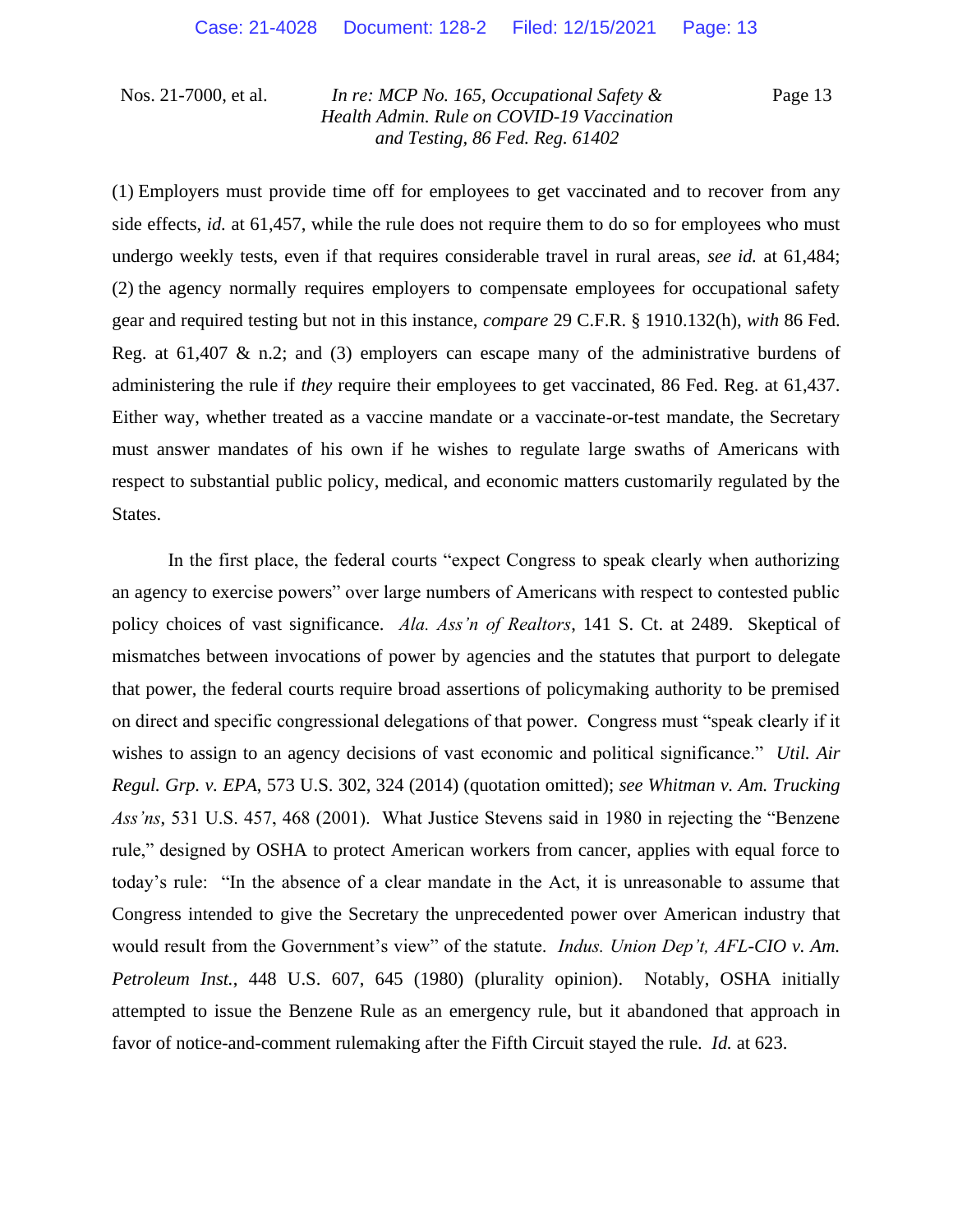(1) Employers must provide time off for employees to get vaccinated and to recover from any side effects, *id.* at 61,457, while the rule does not require them to do so for employees who must undergo weekly tests, even if that requires considerable travel in rural areas, *see id.* at 61,484; (2) the agency normally requires employers to compensate employees for occupational safety gear and required testing but not in this instance, *compare* 29 C.F.R. § 1910.132(h), *with* 86 Fed. Reg. at 61,407 & n.2; and (3) employers can escape many of the administrative burdens of administering the rule if *they* require their employees to get vaccinated, 86 Fed. Reg. at 61,437. Either way, whether treated as a vaccine mandate or a vaccinate-or-test mandate, the Secretary must answer mandates of his own if he wishes to regulate large swaths of Americans with respect to substantial public policy, medical, and economic matters customarily regulated by the States.

In the first place, the federal courts "expect Congress to speak clearly when authorizing an agency to exercise powers" over large numbers of Americans with respect to contested public policy choices of vast significance. *Ala. Ass'n of Realtors*, 141 S. Ct. at 2489. Skeptical of mismatches between invocations of power by agencies and the statutes that purport to delegate that power, the federal courts require broad assertions of policymaking authority to be premised on direct and specific congressional delegations of that power. Congress must "speak clearly if it wishes to assign to an agency decisions of vast economic and political significance." *Util. Air Regul. Grp. v. EPA*, 573 U.S. 302, 324 (2014) (quotation omitted); *see Whitman v. Am. Trucking Ass'ns*, 531 U.S. 457, 468 (2001). What Justice Stevens said in 1980 in rejecting the "Benzene rule," designed by OSHA to protect American workers from cancer, applies with equal force to today's rule: "In the absence of a clear mandate in the Act, it is unreasonable to assume that Congress intended to give the Secretary the unprecedented power over American industry that would result from the Government's view" of the statute. *Indus. Union Dep't, AFL-CIO v. Am. Petroleum Inst.*, 448 U.S. 607, 645 (1980) (plurality opinion). Notably, OSHA initially attempted to issue the Benzene Rule as an emergency rule, but it abandoned that approach in favor of notice-and-comment rulemaking after the Fifth Circuit stayed the rule. *Id.* at 623.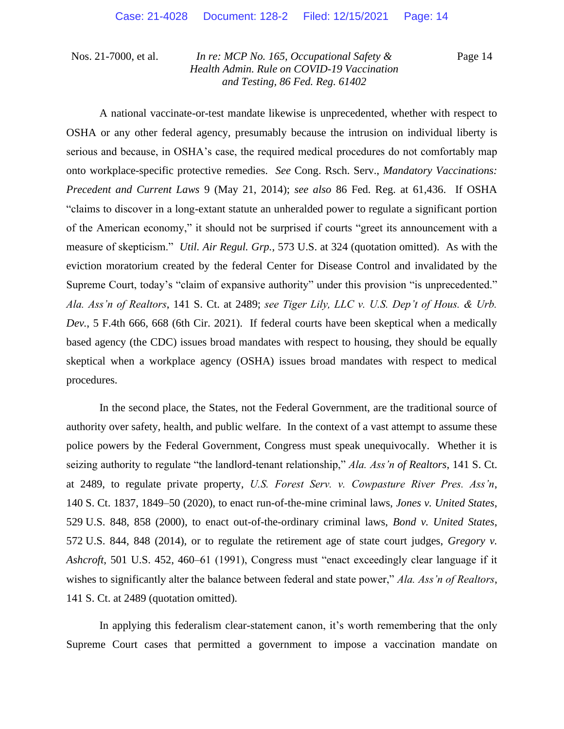A national vaccinate-or-test mandate likewise is unprecedented, whether with respect to OSHA or any other federal agency, presumably because the intrusion on individual liberty is serious and because, in OSHA's case, the required medical procedures do not comfortably map onto workplace-specific protective remedies. *See* Cong. Rsch. Serv., *Mandatory Vaccinations: Precedent and Current Laws* 9 (May 21, 2014); *see also* 86 Fed. Reg. at 61,436. If OSHA "claims to discover in a long-extant statute an unheralded power to regulate a significant portion of the American economy," it should not be surprised if courts "greet its announcement with a measure of skepticism." *Util. Air Regul. Grp.*, 573 U.S. at 324 (quotation omitted). As with the eviction moratorium created by the federal Center for Disease Control and invalidated by the Supreme Court, today's "claim of expansive authority" under this provision "is unprecedented." *Ala. Ass'n of Realtors*, 141 S. Ct. at 2489; *see Tiger Lily, LLC v. U.S. Dep't of Hous. & Urb. Dev.*, 5 F.4th 666, 668 (6th Cir. 2021). If federal courts have been skeptical when a medically based agency (the CDC) issues broad mandates with respect to housing, they should be equally skeptical when a workplace agency (OSHA) issues broad mandates with respect to medical procedures.

In the second place, the States, not the Federal Government, are the traditional source of authority over safety, health, and public welfare. In the context of a vast attempt to assume these police powers by the Federal Government, Congress must speak unequivocally. Whether it is seizing authority to regulate "the landlord-tenant relationship," *Ala. Ass'n of Realtors*, 141 S. Ct. at 2489, to regulate private property, *U.S. Forest Serv. v. Cowpasture River Pres. Ass'n*, 140 S. Ct. 1837, 1849–50 (2020), to enact run-of-the-mine criminal laws, *Jones v. United States*, 529 U.S. 848, 858 (2000), to enact out-of-the-ordinary criminal laws, *Bond v. United States*, 572 U.S. 844, 848 (2014), or to regulate the retirement age of state court judges, *Gregory v. Ashcroft*, 501 U.S. 452, 460–61 (1991), Congress must "enact exceedingly clear language if it wishes to significantly alter the balance between federal and state power," *Ala. Ass'n of Realtors*, 141 S. Ct. at 2489 (quotation omitted).

In applying this federalism clear-statement canon, it's worth remembering that the only Supreme Court cases that permitted a government to impose a vaccination mandate on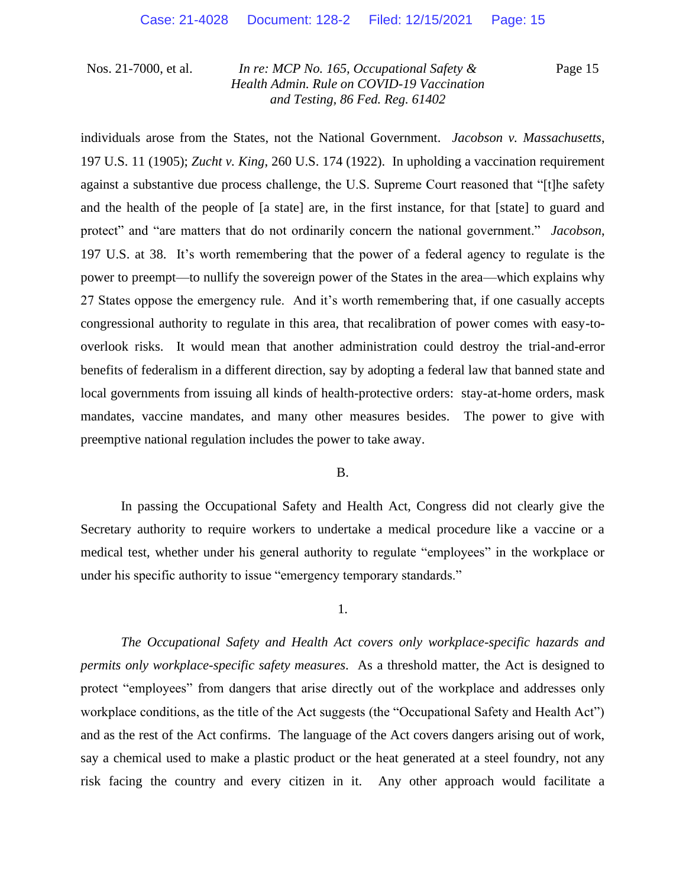individuals arose from the States, not the National Government. *Jacobson v. Massachusetts*, 197 U.S. 11 (1905); *Zucht v. King*, 260 U.S. 174 (1922). In upholding a vaccination requirement against a substantive due process challenge, the U.S. Supreme Court reasoned that "[t]he safety and the health of the people of [a state] are, in the first instance, for that [state] to guard and protect" and "are matters that do not ordinarily concern the national government." *Jacobson*, 197 U.S. at 38. It's worth remembering that the power of a federal agency to regulate is the power to preempt—to nullify the sovereign power of the States in the area—which explains why 27 States oppose the emergency rule. And it's worth remembering that, if one casually accepts congressional authority to regulate in this area, that recalibration of power comes with easy-to-overlook risks. It would mean that another administration could destroy the trial-and-error benefits of federalism in a different direction, say by adopting a federal law that banned state and local governments from issuing all kinds of health-protective orders: stay-at-home orders, mask mandates, vaccine mandates, and many other measures besides. The power to give with preemptive national regulation includes the power to take away.

B.

In passing the Occupational Safety and Health Act, Congress did not clearly give the Secretary authority to require workers to undertake a medical procedure like a vaccine or a medical test, whether under his general authority to regulate "employees" in the workplace or under his specific authority to issue "emergency temporary standards."

1.

*The Occupational Safety and Health Act covers only workplace-specific hazards and permits only workplace-specific safety measures.* As a threshold matter, the Act is designed to protect "employees" from dangers that arise directly out of the workplace and addresses only workplace conditions, as the title of the Act suggests (the "Occupational Safety and Health Act") and as the rest of the Act confirms. The language of the Act covers dangers arising out of work, say a chemical used to make a plastic product or the heat generated at a steel foundry, not any risk facing the country and every citizen in it. Any other approach would facilitate a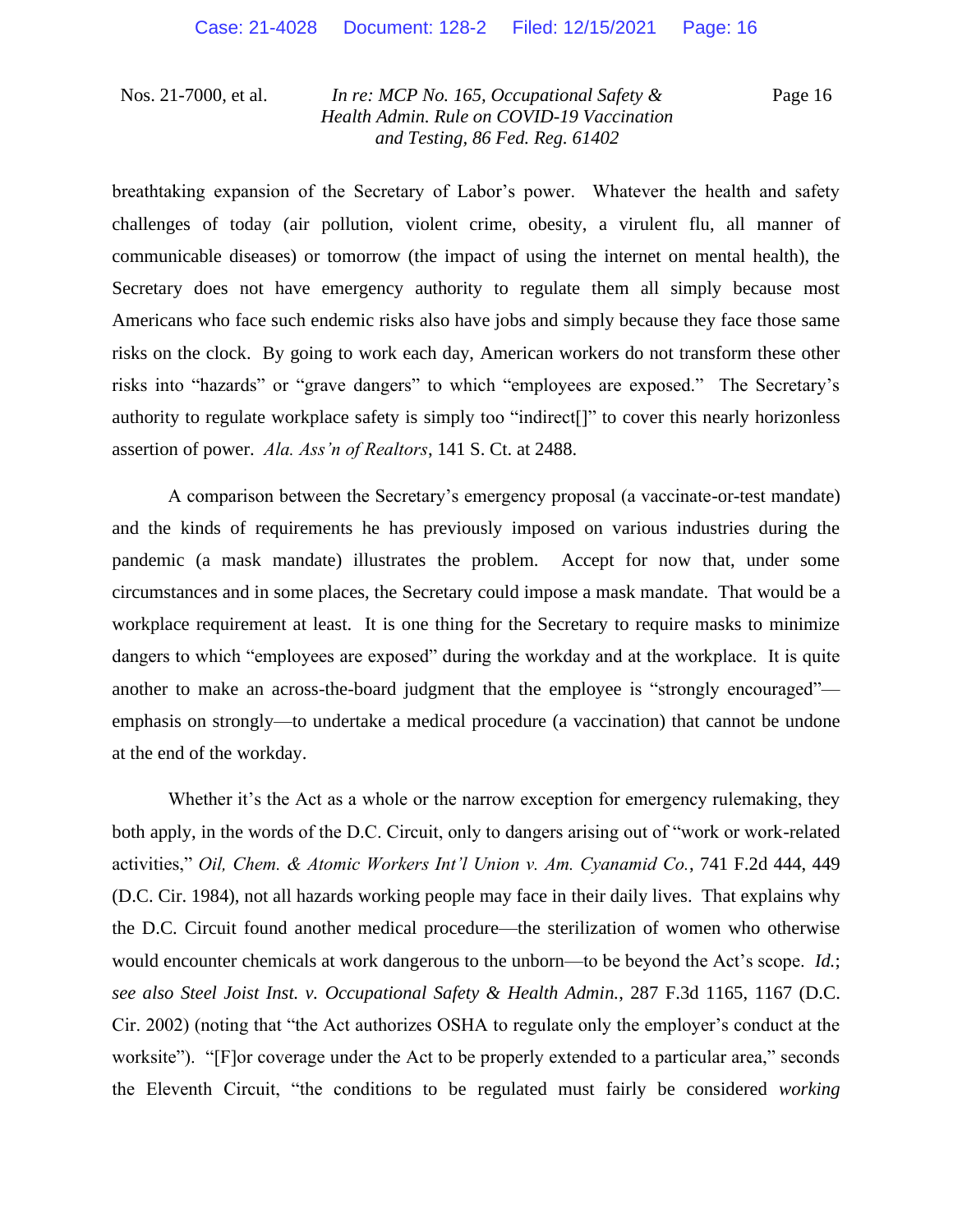breathtaking expansion of the Secretary of Labor's power. Whatever the health and safety challenges of today (air pollution, violent crime, obesity, a virulent flu, all manner of communicable diseases) or tomorrow (the impact of using the internet on mental health), the Secretary does not have emergency authority to regulate them all simply because most Americans who face such endemic risks also have jobs and simply because they face those same risks on the clock. By going to work each day, American workers do not transform these other risks into "hazards" or "grave dangers" to which "employees are exposed." The Secretary's authority to regulate workplace safety is simply too "indirect[]" to cover this nearly horizonless assertion of power. *Ala. Ass'n of Realtors*, 141 S. Ct. at 2488.

A comparison between the Secretary's emergency proposal (a vaccinate-or-test mandate) and the kinds of requirements he has previously imposed on various industries during the pandemic (a mask mandate) illustrates the problem. Accept for now that, under some circumstances and in some places, the Secretary could impose a mask mandate. That would be a workplace requirement at least. It is one thing for the Secretary to require masks to minimize dangers to which "employees are exposed" during the workday and at the workplace. It is quite another to make an across-the-board judgment that the employee is "strongly encouraged"—emphasis on strongly—to undertake a medical procedure (a vaccination) that cannot be undone at the end of the workday.

Whether it's the Act as a whole or the narrow exception for emergency rulemaking, they both apply, in the words of the D.C. Circuit, only to dangers arising out of "work or work-related activities," *Oil, Chem. & Atomic Workers Int'l Union v. Am. Cyanamid Co.*, 741 F.2d 444, 449 (D.C. Cir. 1984), not all hazards working people may face in their daily lives. That explains why the D.C. Circuit found another medical procedure—the sterilization of women who otherwise would encounter chemicals at work dangerous to the unborn—to be beyond the Act's scope. *Id.*; *see also Steel Joist Inst. v. Occupational Safety & Health Admin.*, 287 F.3d 1165, 1167 (D.C. Cir. 2002) (noting that "the Act authorizes OSHA to regulate only the employer's conduct at the worksite"). "[F]or coverage under the Act to be properly extended to a particular area," seconds the Eleventh Circuit, "the conditions to be regulated must fairly be considered *working*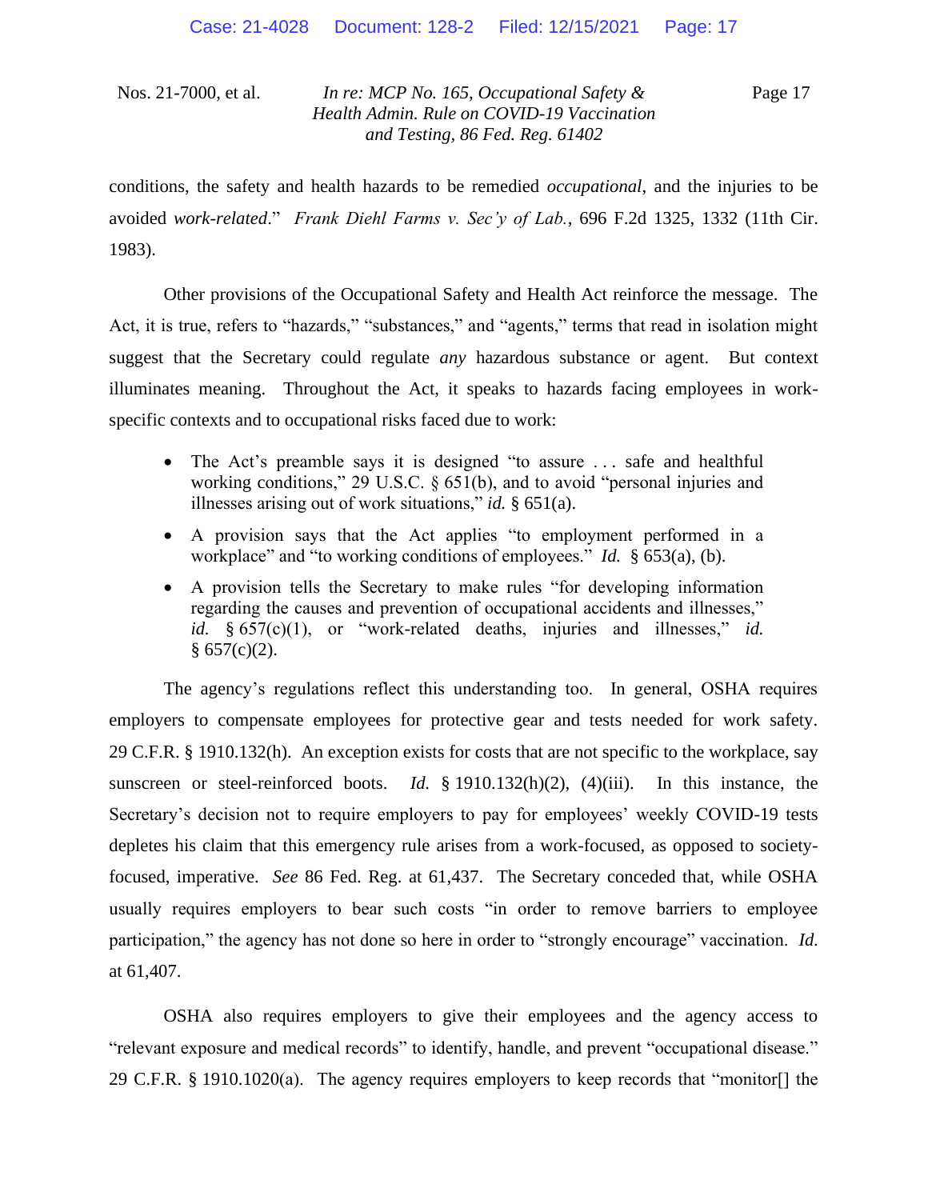conditions, the safety and health hazards to be remedied *occupational*, and the injuries to be avoided *work-related*." *Frank Diehl Farms v. Sec'y of Lab.*, 696 F.2d 1325, 1332 (11th Cir. 1983).

Other provisions of the Occupational Safety and Health Act reinforce the message. The Act, it is true, refers to "hazards," "substances," and "agents," terms that read in isolation might suggest that the Secretary could regulate *any* hazardous substance or agent. But context illuminates meaning. Throughout the Act, it speaks to hazards facing employees in work-specific contexts and to occupational risks faced due to work:

- The Act's preamble says it is designed "to assure . . . safe and healthful working conditions," 29 U.S.C. § 651(b), and to avoid "personal injuries and illnesses arising out of work situations," *id.* § 651(a).
- A provision says that the Act applies "to employment performed in a workplace" and "to working conditions of employees." *Id.* § 653(a), (b).
- A provision tells the Secretary to make rules "for developing information regarding the causes and prevention of occupational accidents and illnesses," *id.* § 657(c)(1), or "work-related deaths, injuries and illnesses," *id.* § 657(c)(2).

The agency's regulations reflect this understanding too. In general, OSHA requires employers to compensate employees for protective gear and tests needed for work safety. 29 C.F.R. § 1910.132(h). An exception exists for costs that are not specific to the workplace, say sunscreen or steel-reinforced boots. *Id.* § 1910.132(h)(2), (4)(iii). In this instance, the Secretary's decision not to require employers to pay for employees' weekly COVID-19 tests depletes his claim that this emergency rule arises from a work-focused, as opposed to society-focused, imperative. *See* 86 Fed. Reg. at 61,437. The Secretary conceded that, while OSHA usually requires employers to bear such costs "in order to remove barriers to employee participation," the agency has not done so here in order to "strongly encourage" vaccination. *Id.* at 61,407.

OSHA also requires employers to give their employees and the agency access to "relevant exposure and medical records" to identify, handle, and prevent "occupational disease." 29 C.F.R. § 1910.1020(a). The agency requires employers to keep records that "monitor[] the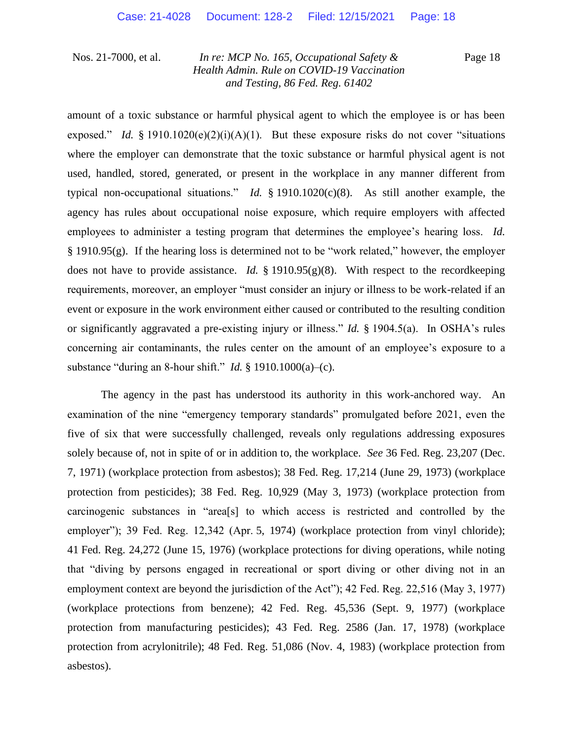amount of a toxic substance or harmful physical agent to which the employee is or has been exposed." *Id.* § 1910.1020(e)(2)(i)(A)(1). But these exposure risks do not cover "situations where the employer can demonstrate that the toxic substance or harmful physical agent is not used, handled, stored, generated, or present in the workplace in any manner different from typical non-occupational situations." *Id.* § 1910.1020(c)(8). As still another example, the agency has rules about occupational noise exposure, which require employers with affected employees to administer a testing program that determines the employee's hearing loss. *Id.* § 1910.95(g). If the hearing loss is determined not to be "work related," however, the employer does not have to provide assistance. *Id.* § 1910.95(g)(8). With respect to the recordkeeping requirements, moreover, an employer "must consider an injury or illness to be work-related if an event or exposure in the work environment either caused or contributed to the resulting condition or significantly aggravated a pre-existing injury or illness." *Id.* § 1904.5(a). In OSHA's rules concerning air contaminants, the rules center on the amount of an employee's exposure to a substance "during an 8-hour shift." *Id.* § 1910.1000(a)–(c).

The agency in the past has understood its authority in this work-anchored way. An examination of the nine "emergency temporary standards" promulgated before 2021, even the five of six that were successfully challenged, reveals only regulations addressing exposures solely because of, not in spite of or in addition to, the workplace. *See* 36 Fed. Reg. 23,207 (Dec. 7, 1971) (workplace protection from asbestos); 38 Fed. Reg. 17,214 (June 29, 1973) (workplace protection from pesticides); 38 Fed. Reg. 10,929 (May 3, 1973) (workplace protection from carcinogenic substances in "area[s] to which access is restricted and controlled by the employer"); 39 Fed. Reg. 12,342 (Apr. 5, 1974) (workplace protection from vinyl chloride); 41 Fed. Reg. 24,272 (June 15, 1976) (workplace protections for diving operations, while noting that "diving by persons engaged in recreational or sport diving or other diving not in an employment context are beyond the jurisdiction of the Act"); 42 Fed. Reg. 22,516 (May 3, 1977) (workplace protections from benzene); 42 Fed. Reg. 45,536 (Sept. 9, 1977) (workplace protection from manufacturing pesticides); 43 Fed. Reg. 2586 (Jan. 17, 1978) (workplace protection from acrylonitrile); 48 Fed. Reg. 51,086 (Nov. 4, 1983) (workplace protection from asbestos).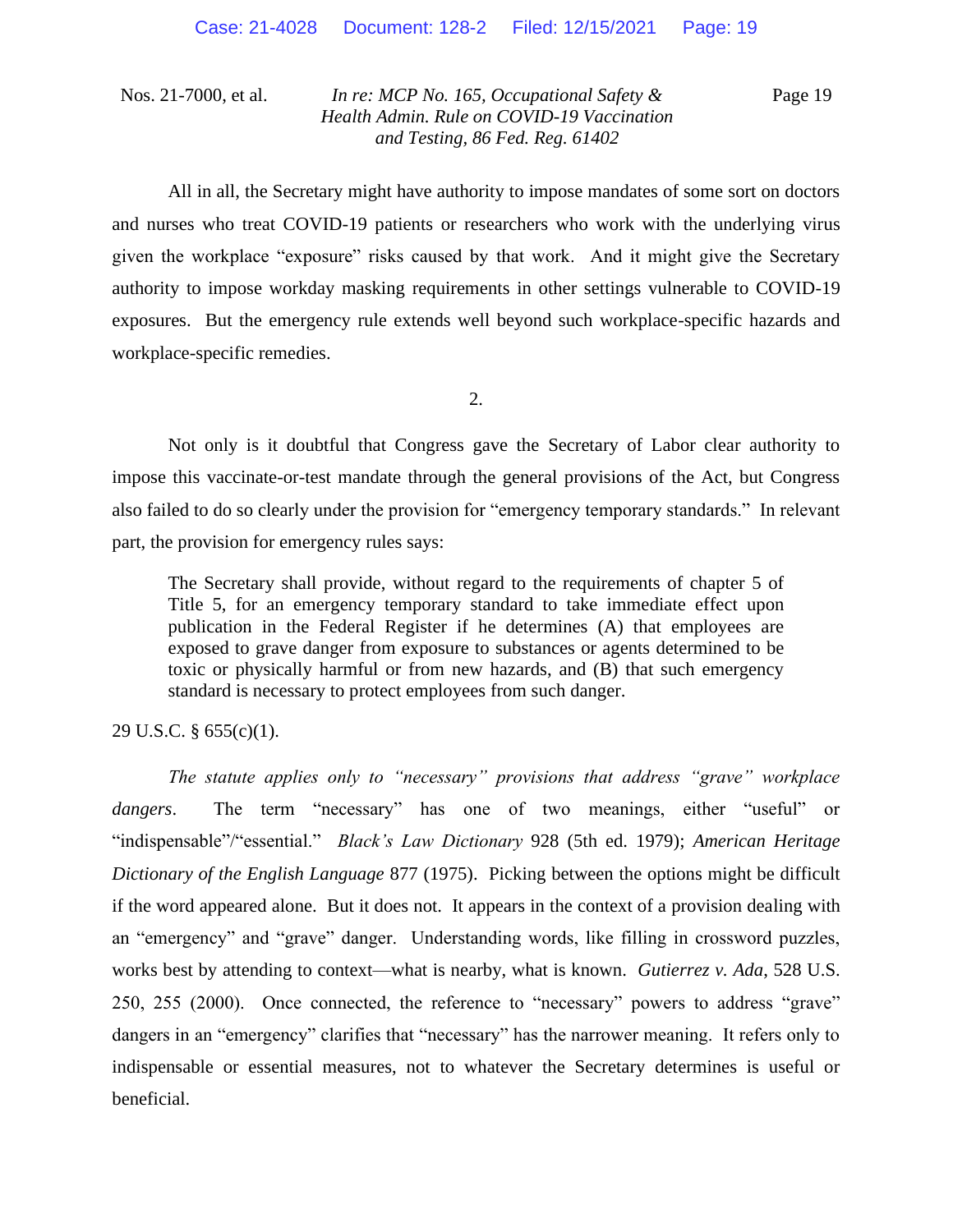All in all, the Secretary might have authority to impose mandates of some sort on doctors and nurses who treat COVID-19 patients or researchers who work with the underlying virus given the workplace "exposure" risks caused by that work. And it might give the Secretary authority to impose workday masking requirements in other settings vulnerable to COVID-19 exposures. But the emergency rule extends well beyond such workplace-specific hazards and workplace-specific remedies.

2.

Not only is it doubtful that Congress gave the Secretary of Labor clear authority to impose this vaccinate-or-test mandate through the general provisions of the Act, but Congress also failed to do so clearly under the provision for "emergency temporary standards." In relevant part, the provision for emergency rules says:

> The Secretary shall provide, without regard to the requirements of chapter 5 of Title 5, for an emergency temporary standard to take immediate effect upon publication in the Federal Register if he determines (A) that employees are exposed to grave danger from exposure to substances or agents determined to be toxic or physically harmful or from new hazards, and (B) that such emergency standard is necessary to protect employees from such danger.

29 U.S.C. § 655(c)(1).

*The statute applies only to "necessary" provisions that address "grave" workplace dangers*. The term "necessary" has one of two meanings, either "useful" or "indispensable"/"essential." *Black's Law Dictionary* 928 (5th ed. 1979); *American Heritage Dictionary of the English Language* 877 (1975). Picking between the options might be difficult if the word appeared alone. But it does not. It appears in the context of a provision dealing with an "emergency" and "grave" danger. Understanding words, like filling in crossword puzzles, works best by attending to context—what is nearby, what is known. *Gutierrez v. Ada*, 528 U.S. 250, 255 (2000). Once connected, the reference to "necessary" powers to address "grave" dangers in an "emergency" clarifies that "necessary" has the narrower meaning. It refers only to indispensable or essential measures, not to whatever the Secretary determines is useful or beneficial.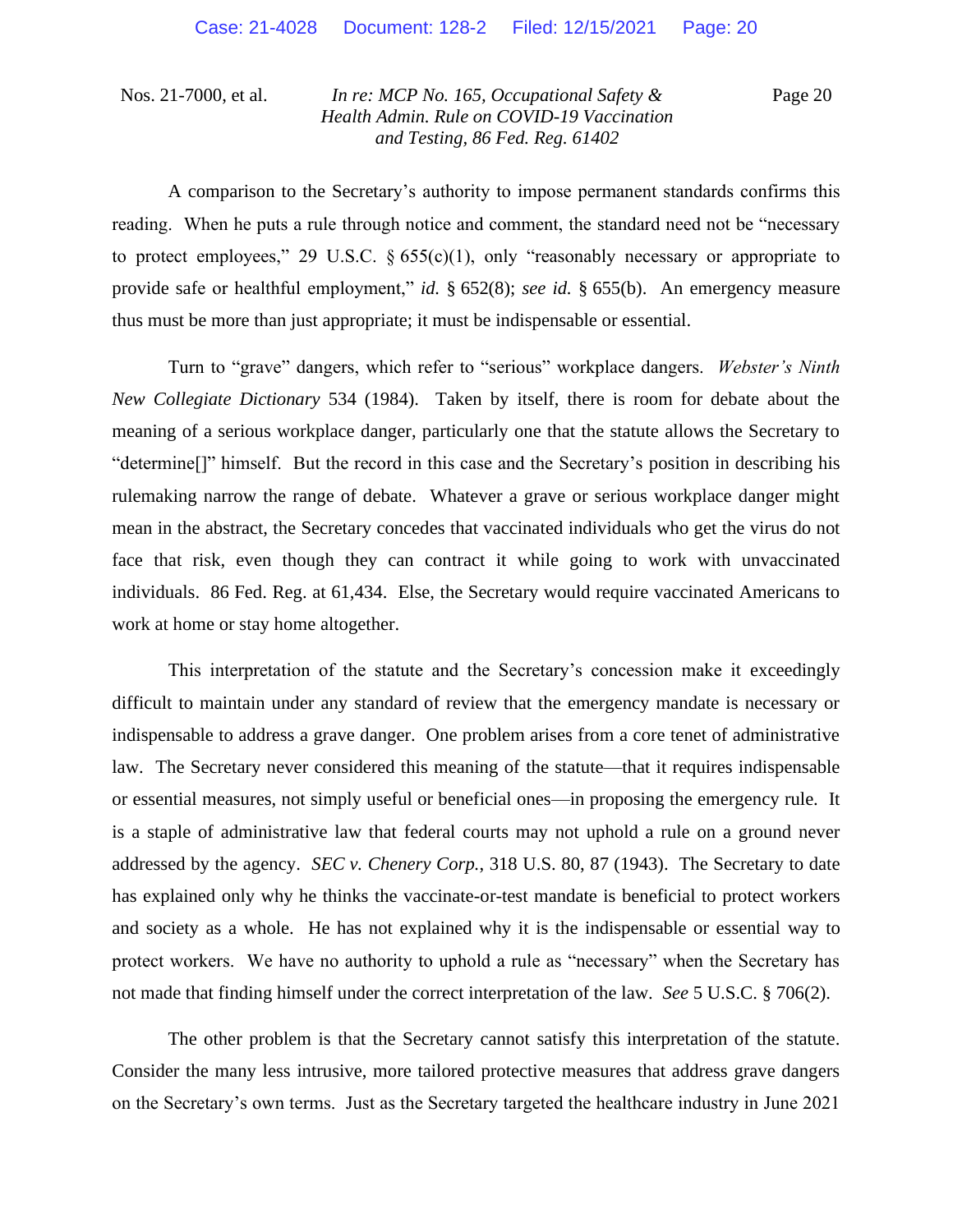A comparison to the Secretary's authority to impose permanent standards confirms this reading. When he puts a rule through notice and comment, the standard need not be "necessary to protect employees," 29 U.S.C. § 655(c)(1), only "reasonably necessary or appropriate to provide safe or healthful employment," *id.* § 652(8); *see id.* § 655(b). An emergency measure thus must be more than just appropriate; it must be indispensable or essential.

Turn to "grave" dangers, which refer to "serious" workplace dangers. *Webster's Ninth New Collegiate Dictionary* 534 (1984). Taken by itself, there is room for debate about the meaning of a serious workplace danger, particularly one that the statute allows the Secretary to "determine[]" himself. But the record in this case and the Secretary's position in describing his rulemaking narrow the range of debate. Whatever a grave or serious workplace danger might mean in the abstract, the Secretary concedes that vaccinated individuals who get the virus do not face that risk, even though they can contract it while going to work with unvaccinated individuals. 86 Fed. Reg. at 61,434. Else, the Secretary would require vaccinated Americans to work at home or stay home altogether.

This interpretation of the statute and the Secretary's concession make it exceedingly difficult to maintain under any standard of review that the emergency mandate is necessary or indispensable to address a grave danger. One problem arises from a core tenet of administrative law. The Secretary never considered this meaning of the statute—that it requires indispensable or essential measures, not simply useful or beneficial ones—in proposing the emergency rule. It is a staple of administrative law that federal courts may not uphold a rule on a ground never addressed by the agency. *SEC v. Chenery Corp.*, 318 U.S. 80, 87 (1943). The Secretary to date has explained only why he thinks the vaccinate-or-test mandate is beneficial to protect workers and society as a whole. He has not explained why it is the indispensable or essential way to protect workers. We have no authority to uphold a rule as "necessary" when the Secretary has not made that finding himself under the correct interpretation of the law. *See* 5 U.S.C. § 706(2).

The other problem is that the Secretary cannot satisfy this interpretation of the statute. Consider the many less intrusive, more tailored protective measures that address grave dangers on the Secretary's own terms. Just as the Secretary targeted the healthcare industry in June 2021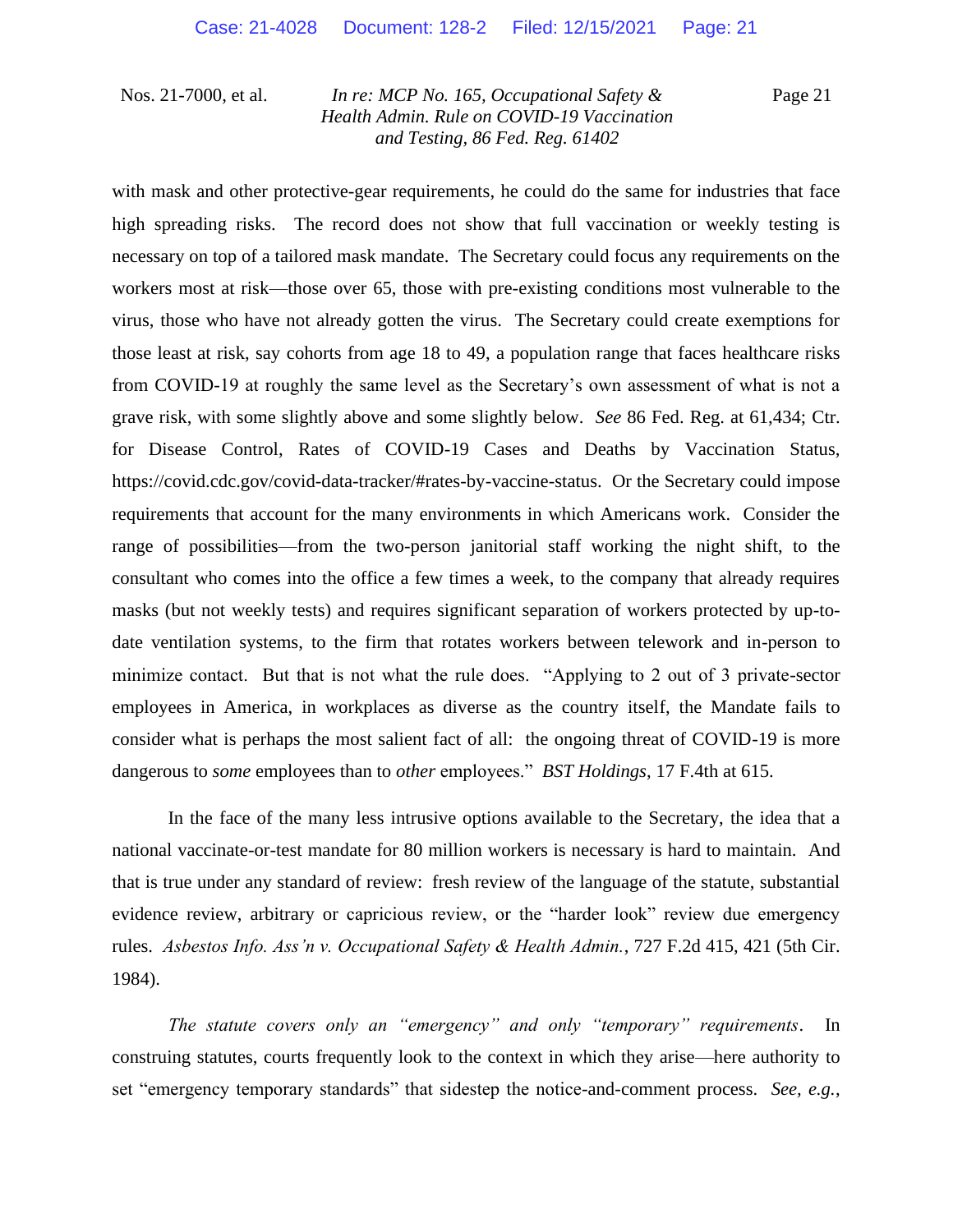with mask and other protective-gear requirements, he could do the same for industries that face high spreading risks. The record does not show that full vaccination or weekly testing is necessary on top of a tailored mask mandate. The Secretary could focus any requirements on the workers most at risk—those over 65, those with pre-existing conditions most vulnerable to the virus, those who have not already gotten the virus. The Secretary could create exemptions for those least at risk, say cohorts from age 18 to 49, a population range that faces healthcare risks from COVID-19 at roughly the same level as the Secretary's own assessment of what is not a grave risk, with some slightly above and some slightly below. *See* 86 Fed. Reg. at 61,434; Ctr. for Disease Control, Rates of COVID-19 Cases and Deaths by Vaccination Status, https://covid.cdc.gov/covid-data-tracker/#rates-by-vaccine-status. Or the Secretary could impose requirements that account for the many environments in which Americans work. Consider the range of possibilities—from the two-person janitorial staff working the night shift, to the consultant who comes into the office a few times a week, to the company that already requires masks (but not weekly tests) and requires significant separation of workers protected by up-to-date ventilation systems, to the firm that rotates workers between telework and in-person to minimize contact. But that is not what the rule does. "Applying to 2 out of 3 private-sector employees in America, in workplaces as diverse as the country itself, the Mandate fails to consider what is perhaps the most salient fact of all: the ongoing threat of COVID-19 is more dangerous to *some* employees than to *other* employees." *BST Holdings*, 17 F.4th at 615.

In the face of the many less intrusive options available to the Secretary, the idea that a national vaccinate-or-test mandate for 80 million workers is necessary is hard to maintain. And that is true under any standard of review: fresh review of the language of the statute, substantial evidence review, arbitrary or capricious review, or the "harder look" review due emergency rules. *Asbestos Info. Ass'n v. Occupational Safety & Health Admin.*, 727 F.2d 415, 421 (5th Cir. 1984).

*The statute covers only an "emergency" and only "temporary" requirements*. In construing statutes, courts frequently look to the context in which they arise—here authority to set "emergency temporary standards" that sidestep the notice-and-comment process. *See, e.g.*,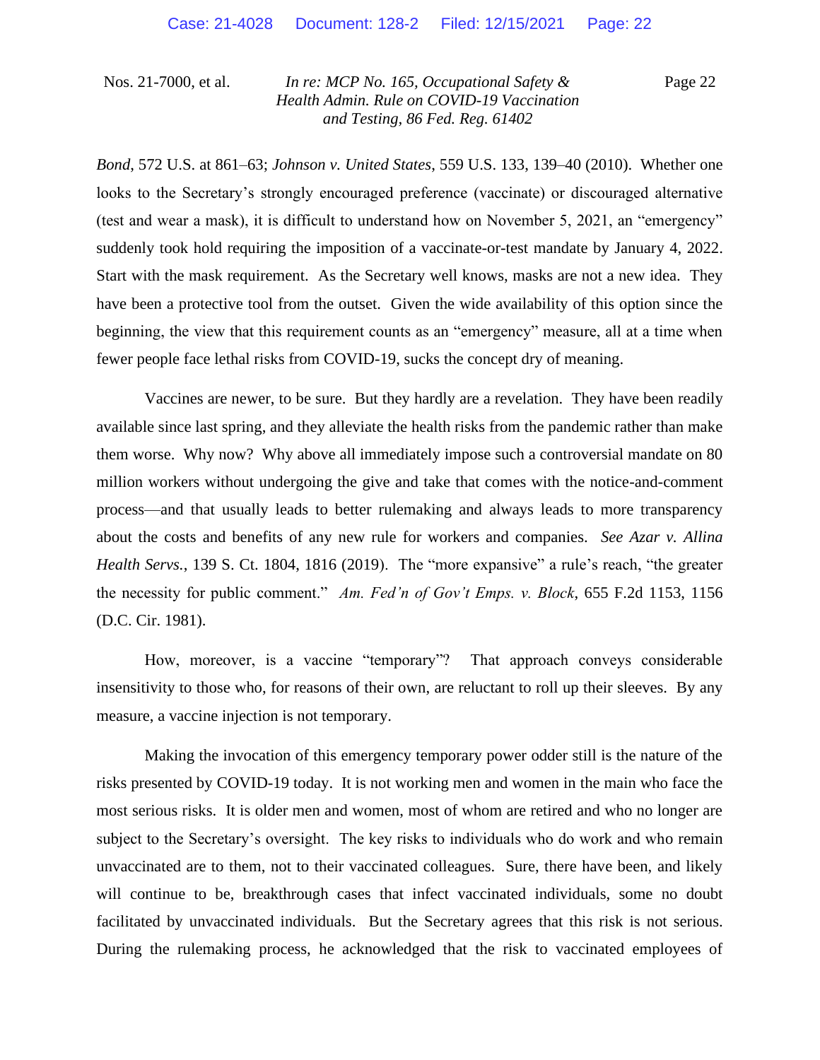*Bond*, 572 U.S. at 861–63; *Johnson v. United States*, 559 U.S. 133, 139–40 (2010). Whether one looks to the Secretary's strongly encouraged preference (vaccinate) or discouraged alternative (test and wear a mask), it is difficult to understand how on November 5, 2021, an "emergency" suddenly took hold requiring the imposition of a vaccinate-or-test mandate by January 4, 2022. Start with the mask requirement. As the Secretary well knows, masks are not a new idea. They have been a protective tool from the outset. Given the wide availability of this option since the beginning, the view that this requirement counts as an "emergency" measure, all at a time when fewer people face lethal risks from COVID-19, sucks the concept dry of meaning.

Vaccines are newer, to be sure. But they hardly are a revelation. They have been readily available since last spring, and they alleviate the health risks from the pandemic rather than make them worse. Why now? Why above all immediately impose such a controversial mandate on 80 million workers without undergoing the give and take that comes with the notice-and-comment process—and that usually leads to better rulemaking and always leads to more transparency about the costs and benefits of any new rule for workers and companies. *See Azar v. Allina Health Servs.*, 139 S. Ct. 1804, 1816 (2019). The "more expansive" a rule's reach, "the greater the necessity for public comment." *Am. Fed'n of Gov't Emps. v. Block*, 655 F.2d 1153, 1156 (D.C. Cir. 1981).

How, moreover, is a vaccine "temporary"? That approach conveys considerable insensitivity to those who, for reasons of their own, are reluctant to roll up their sleeves. By any measure, a vaccine injection is not temporary.

Making the invocation of this emergency temporary power odder still is the nature of the risks presented by COVID-19 today. It is not working men and women in the main who face the most serious risks. It is older men and women, most of whom are retired and who no longer are subject to the Secretary's oversight. The key risks to individuals who do work and who remain unvaccinated are to them, not to their vaccinated colleagues. Sure, there have been, and likely will continue to be, breakthrough cases that infect vaccinated individuals, some no doubt facilitated by unvaccinated individuals. But the Secretary agrees that this risk is not serious. During the rulemaking process, he acknowledged that the risk to vaccinated employees of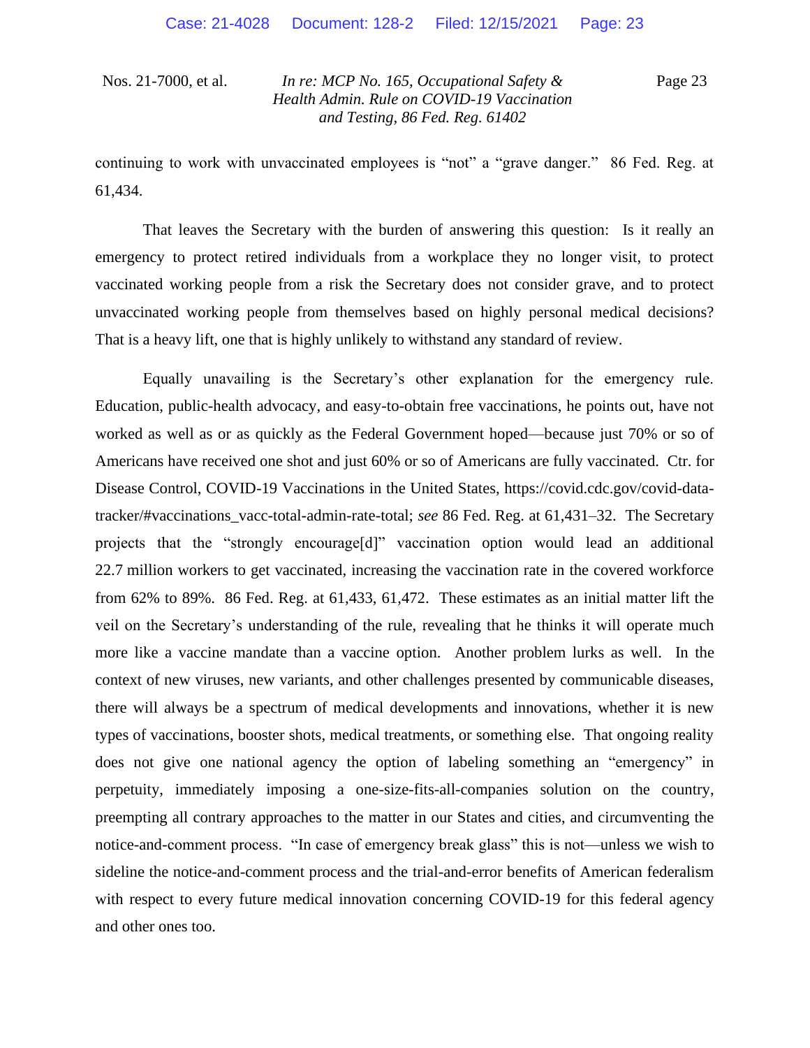continuing to work with unvaccinated employees is "not" a "grave danger." 86 Fed. Reg. at 61,434.

That leaves the Secretary with the burden of answering this question: Is it really an emergency to protect retired individuals from a workplace they no longer visit, to protect vaccinated working people from a risk the Secretary does not consider grave, and to protect unvaccinated working people from themselves based on highly personal medical decisions? That is a heavy lift, one that is highly unlikely to withstand any standard of review.

Equally unavailing is the Secretary's other explanation for the emergency rule. Education, public-health advocacy, and easy-to-obtain free vaccinations, he points out, have not worked as well as or as quickly as the Federal Government hoped—because just 70% or so of Americans have received one shot and just 60% or so of Americans are fully vaccinated. Ctr. for Disease Control, COVID-19 Vaccinations in the United States, https://covid.cdc.gov/covid-data-tracker/#vaccinations_vacc-total-admin-rate-total; *see* 86 Fed. Reg. at 61,431–32. The Secretary projects that the "strongly encourage[d]" vaccination option would lead an additional 22.7 million workers to get vaccinated, increasing the vaccination rate in the covered workforce from 62% to 89%. 86 Fed. Reg. at 61,433, 61,472. These estimates as an initial matter lift the veil on the Secretary's understanding of the rule, revealing that he thinks it will operate much more like a vaccine mandate than a vaccine option. Another problem lurks as well. In the context of new viruses, new variants, and other challenges presented by communicable diseases, there will always be a spectrum of medical developments and innovations, whether it is new types of vaccinations, booster shots, medical treatments, or something else. That ongoing reality does not give one national agency the option of labeling something an "emergency" in perpetuity, immediately imposing a one-size-fits-all-companies solution on the country, preempting all contrary approaches to the matter in our States and cities, and circumventing the notice-and-comment process. "In case of emergency break glass" this is not—unless we wish to sideline the notice-and-comment process and the trial-and-error benefits of American federalism with respect to every future medical innovation concerning COVID-19 for this federal agency and other ones too.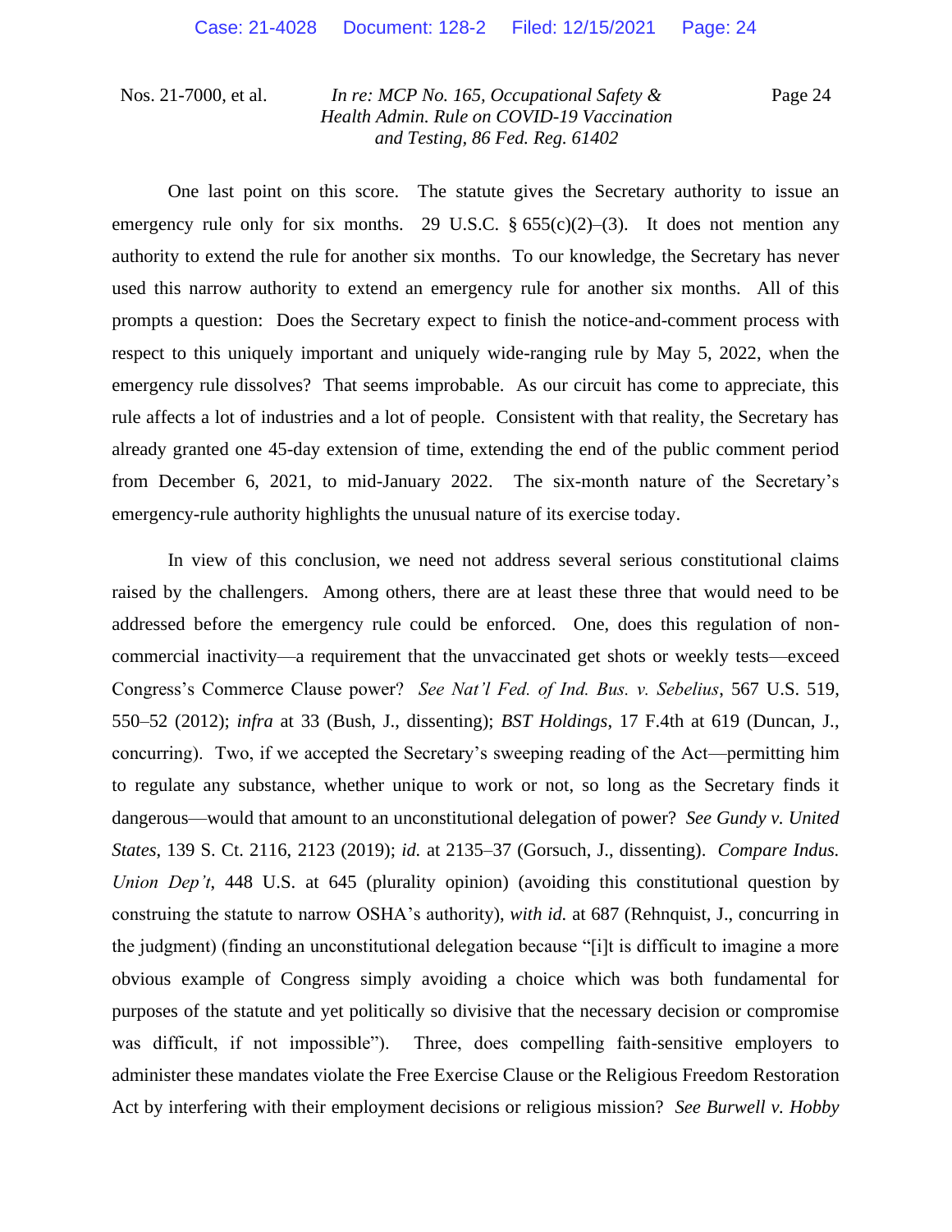One last point on this score. The statute gives the Secretary authority to issue an emergency rule only for six months. 29 U.S.C. § 655(c)(2)–(3). It does not mention any authority to extend the rule for another six months. To our knowledge, the Secretary has never used this narrow authority to extend an emergency rule for another six months. All of this prompts a question: Does the Secretary expect to finish the notice-and-comment process with respect to this uniquely important and uniquely wide-ranging rule by May 5, 2022, when the emergency rule dissolves? That seems improbable. As our circuit has come to appreciate, this rule affects a lot of industries and a lot of people. Consistent with that reality, the Secretary has already granted one 45-day extension of time, extending the end of the public comment period from December 6, 2021, to mid-January 2022. The six-month nature of the Secretary's emergency-rule authority highlights the unusual nature of its exercise today.

In view of this conclusion, we need not address several serious constitutional claims raised by the challengers. Among others, there are at least these three that would need to be addressed before the emergency rule could be enforced. One, does this regulation of non-commercial inactivity—a requirement that the unvaccinated get shots or weekly tests—exceed Congress's Commerce Clause power? *See Nat'l Fed. of Ind. Bus. v. Sebelius*, 567 U.S. 519, 550–52 (2012); *infra* at 33 (Bush, J., dissenting); *BST Holdings*, 17 F.4th at 619 (Duncan, J., concurring). Two, if we accepted the Secretary's sweeping reading of the Act—permitting him to regulate any substance, whether unique to work or not, so long as the Secretary finds it dangerous—would that amount to an unconstitutional delegation of power? *See Gundy v. United States*, 139 S. Ct. 2116, 2123 (2019); *id.* at 2135–37 (Gorsuch, J., dissenting). *Compare Indus. Union Dep't*, 448 U.S. at 645 (plurality opinion) (avoiding this constitutional question by construing the statute to narrow OSHA's authority), *with id.* at 687 (Rehnquist, J., concurring in the judgment) (finding an unconstitutional delegation because "[i]t is difficult to imagine a more obvious example of Congress simply avoiding a choice which was both fundamental for purposes of the statute and yet politically so divisive that the necessary decision or compromise was difficult, if not impossible"). Three, does compelling faith-sensitive employers to administer these mandates violate the Free Exercise Clause or the Religious Freedom Restoration Act by interfering with their employment decisions or religious mission? *See Burwell v. Hobby*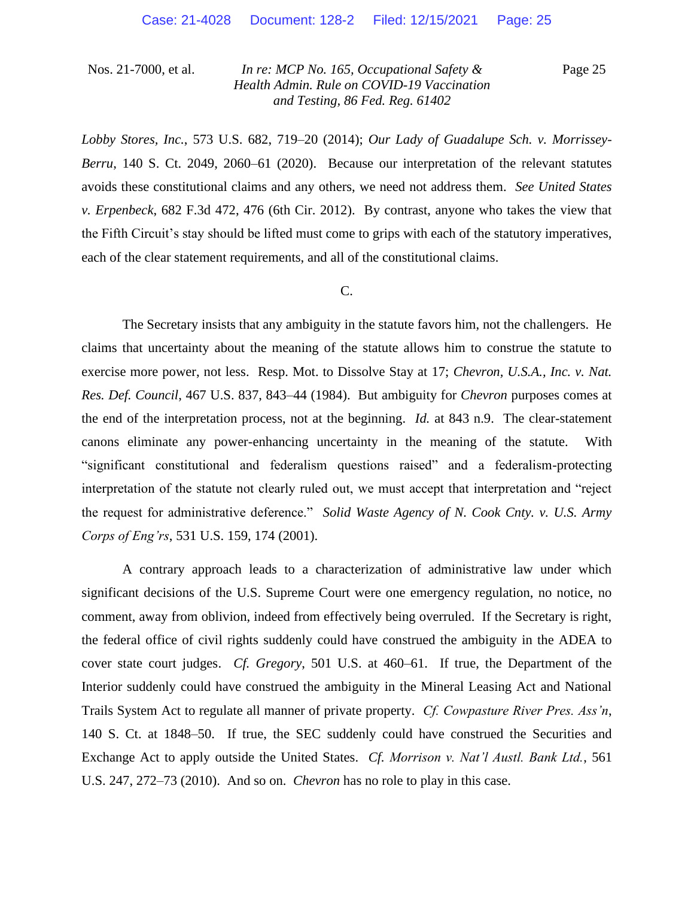*Lobby Stores, Inc.*, 573 U.S. 682, 719–20 (2014); *Our Lady of Guadalupe Sch. v. Morrissey-Berru*, 140 S. Ct. 2049, 2060–61 (2020). Because our interpretation of the relevant statutes avoids these constitutional claims and any others, we need not address them. *See United States v. Erpenbeck*, 682 F.3d 472, 476 (6th Cir. 2012). By contrast, anyone who takes the view that the Fifth Circuit's stay should be lifted must come to grips with each of the statutory imperatives, each of the clear statement requirements, and all of the constitutional claims.

C.

The Secretary insists that any ambiguity in the statute favors him, not the challengers. He claims that uncertainty about the meaning of the statute allows him to construe the statute to exercise more power, not less. Resp. Mot. to Dissolve Stay at 17; *Chevron, U.S.A., Inc. v. Nat. Res. Def. Council*, 467 U.S. 837, 843–44 (1984). But ambiguity for *Chevron* purposes comes at the end of the interpretation process, not at the beginning. *Id.* at 843 n.9. The clear-statement canons eliminate any power-enhancing uncertainty in the meaning of the statute. With "significant constitutional and federalism questions raised" and a federalism-protecting interpretation of the statute not clearly ruled out, we must accept that interpretation and "reject the request for administrative deference." *Solid Waste Agency of N. Cook Cnty. v. U.S. Army Corps of Eng'rs*, 531 U.S. 159, 174 (2001).

A contrary approach leads to a characterization of administrative law under which significant decisions of the U.S. Supreme Court were one emergency regulation, no notice, no comment, away from oblivion, indeed from effectively being overruled. If the Secretary is right, the federal office of civil rights suddenly could have construed the ambiguity in the ADEA to cover state court judges. *Cf. Gregory*, 501 U.S. at 460–61. If true, the Department of the Interior suddenly could have construed the ambiguity in the Mineral Leasing Act and National Trails System Act to regulate all manner of private property. *Cf. Cowpasture River Pres. Ass'n*, 140 S. Ct. at 1848–50. If true, the SEC suddenly could have construed the Securities and Exchange Act to apply outside the United States. *Cf. Morrison v. Nat'l Austl. Bank Ltd.*, 561 U.S. 247, 272–73 (2010). And so on. *Chevron* has no role to play in this case.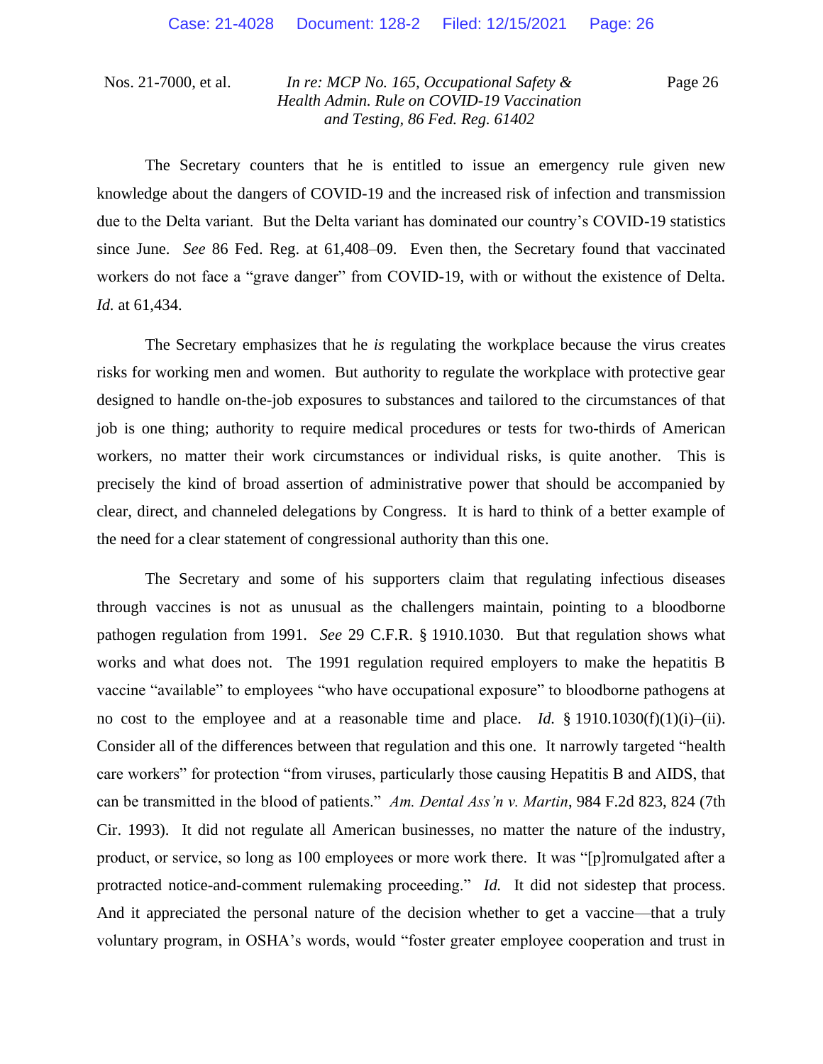The Secretary counters that he is entitled to issue an emergency rule given new knowledge about the dangers of COVID-19 and the increased risk of infection and transmission due to the Delta variant. But the Delta variant has dominated our country's COVID-19 statistics since June. *See* 86 Fed. Reg. at 61,408–09. Even then, the Secretary found that vaccinated workers do not face a "grave danger" from COVID-19, with or without the existence of Delta. *Id.* at 61,434.

The Secretary emphasizes that he *is* regulating the workplace because the virus creates risks for working men and women. But authority to regulate the workplace with protective gear designed to handle on-the-job exposures to substances and tailored to the circumstances of that job is one thing; authority to require medical procedures or tests for two-thirds of American workers, no matter their work circumstances or individual risks, is quite another. This is precisely the kind of broad assertion of administrative power that should be accompanied by clear, direct, and channeled delegations by Congress. It is hard to think of a better example of the need for a clear statement of congressional authority than this one.

The Secretary and some of his supporters claim that regulating infectious diseases through vaccines is not as unusual as the challengers maintain, pointing to a bloodborne pathogen regulation from 1991. *See* 29 C.F.R. § 1910.1030. But that regulation shows what works and what does not. The 1991 regulation required employers to make the hepatitis B vaccine "available" to employees "who have occupational exposure" to bloodborne pathogens at no cost to the employee and at a reasonable time and place. *Id.* § 1910.1030(f)(1)(i)–(ii). Consider all of the differences between that regulation and this one. It narrowly targeted "health care workers" for protection "from viruses, particularly those causing Hepatitis B and AIDS, that can be transmitted in the blood of patients." *Am. Dental Ass'n v. Martin*, 984 F.2d 823, 824 (7th Cir. 1993). It did not regulate all American businesses, no matter the nature of the industry, product, or service, so long as 100 employees or more work there. It was "[p]romulgated after a protracted notice-and-comment rulemaking proceeding." *Id.* It did not sidestep that process. And it appreciated the personal nature of the decision whether to get a vaccine—that a truly voluntary program, in OSHA's words, would "foster greater employee cooperation and trust in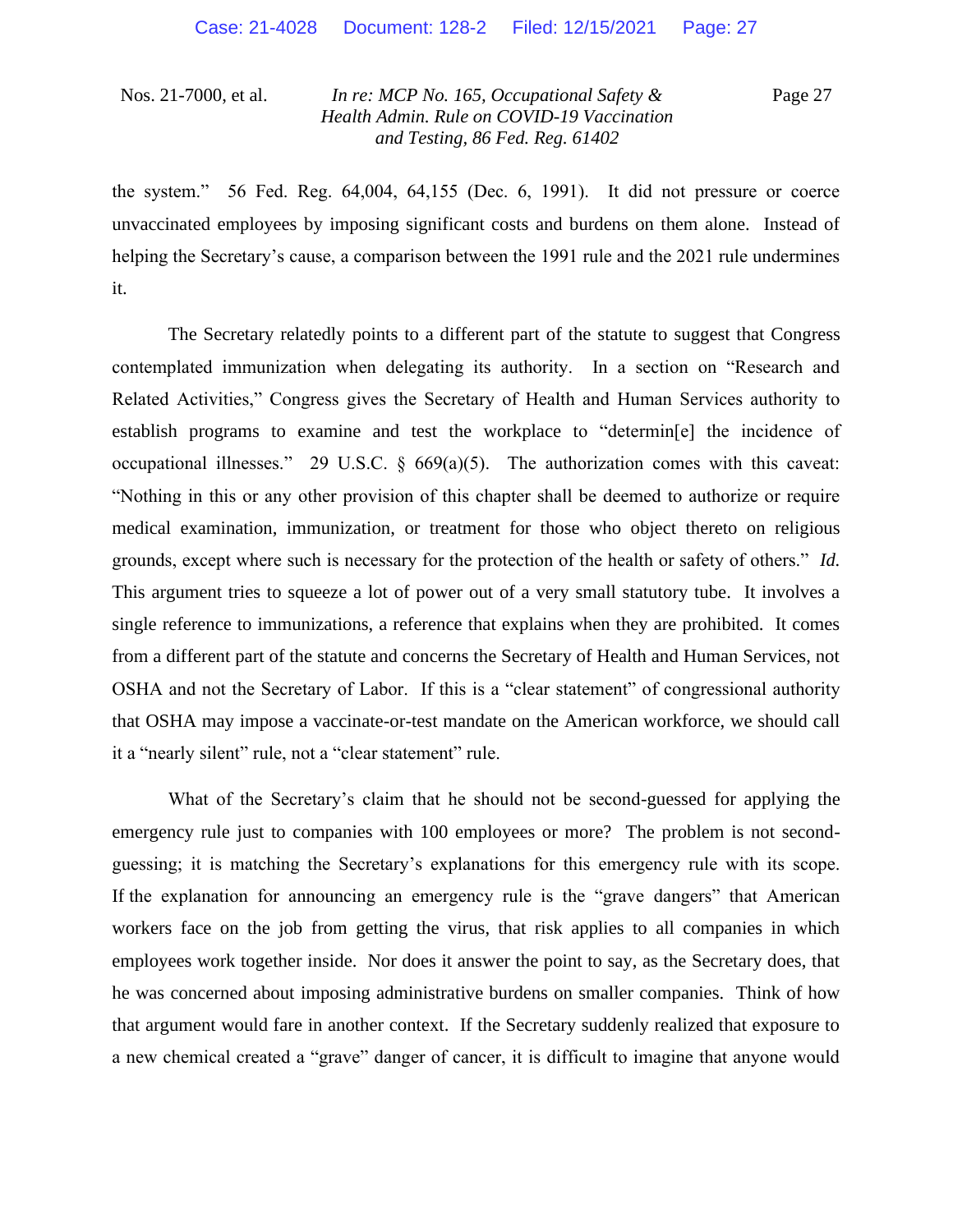the system." 56 Fed. Reg. 64,004, 64,155 (Dec. 6, 1991). It did not pressure or coerce unvaccinated employees by imposing significant costs and burdens on them alone. Instead of helping the Secretary's cause, a comparison between the 1991 rule and the 2021 rule undermines it.

The Secretary relatedly points to a different part of the statute to suggest that Congress contemplated immunization when delegating its authority. In a section on "Research and Related Activities," Congress gives the Secretary of Health and Human Services authority to establish programs to examine and test the workplace to "determin[e] the incidence of occupational illnesses." 29 U.S.C. § 669(a)(5). The authorization comes with this caveat: "Nothing in this or any other provision of this chapter shall be deemed to authorize or require medical examination, immunization, or treatment for those who object thereto on religious grounds, except where such is necessary for the protection of the health or safety of others." *Id.* This argument tries to squeeze a lot of power out of a very small statutory tube. It involves a single reference to immunizations, a reference that explains when they are prohibited. It comes from a different part of the statute and concerns the Secretary of Health and Human Services, not OSHA and not the Secretary of Labor. If this is a "clear statement" of congressional authority that OSHA may impose a vaccinate-or-test mandate on the American workforce, we should call it a "nearly silent" rule, not a "clear statement" rule.

What of the Secretary's claim that he should not be second-guessed for applying the emergency rule just to companies with 100 employees or more? The problem is not second-guessing; it is matching the Secretary's explanations for this emergency rule with its scope. If the explanation for announcing an emergency rule is the "grave dangers" that American workers face on the job from getting the virus, that risk applies to all companies in which employees work together inside. Nor does it answer the point to say, as the Secretary does, that he was concerned about imposing administrative burdens on smaller companies. Think of how that argument would fare in another context. If the Secretary suddenly realized that exposure to a new chemical created a "grave" danger of cancer, it is difficult to imagine that anyone would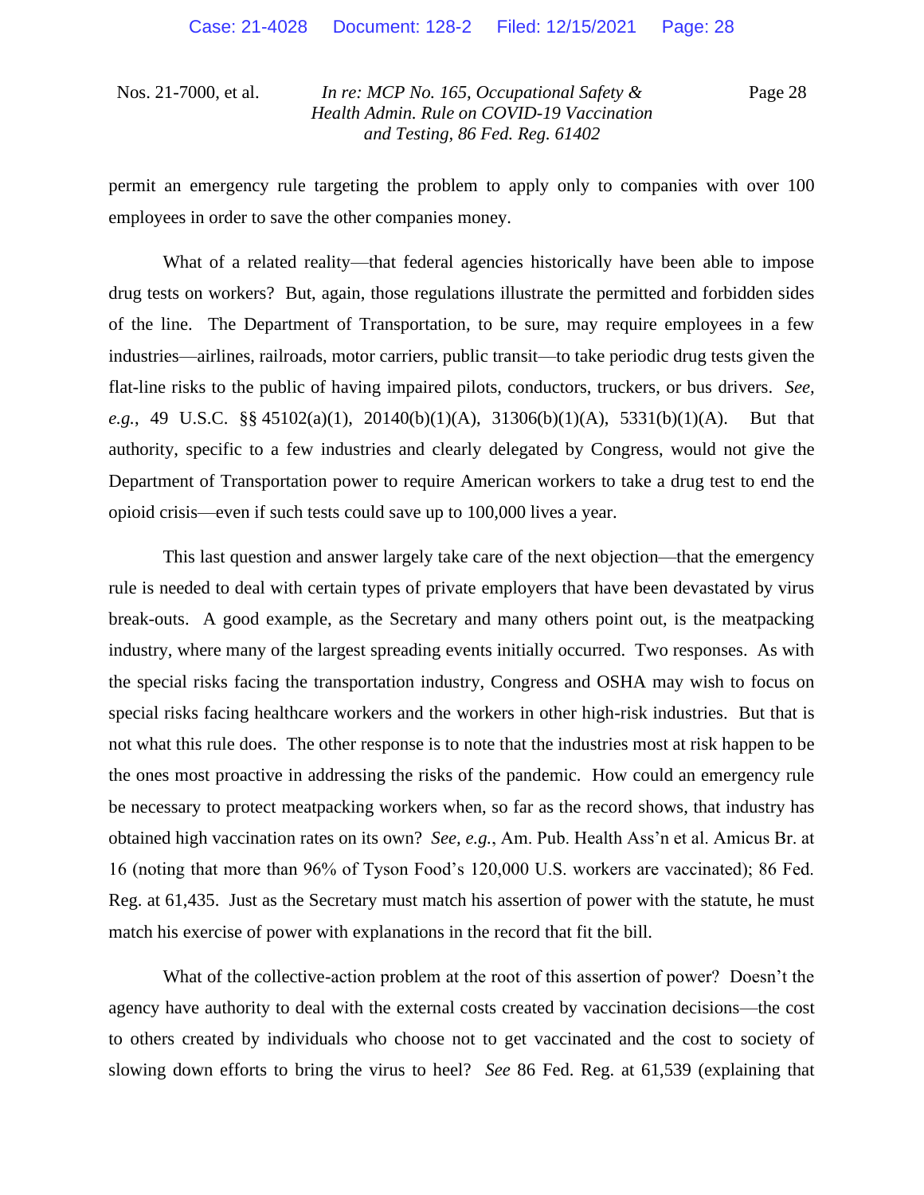permit an emergency rule targeting the problem to apply only to companies with over 100 employees in order to save the other companies money.

What of a related reality—that federal agencies historically have been able to impose drug tests on workers? But, again, those regulations illustrate the permitted and forbidden sides of the line. The Department of Transportation, to be sure, may require employees in a few industries—airlines, railroads, motor carriers, public transit—to take periodic drug tests given the flat-line risks to the public of having impaired pilots, conductors, truckers, or bus drivers. *See, e.g.*, 49 U.S.C. §§ 45102(a)(1), 20140(b)(1)(A), 31306(b)(1)(A), 5331(b)(1)(A). But that authority, specific to a few industries and clearly delegated by Congress, would not give the Department of Transportation power to require American workers to take a drug test to end the opioid crisis—even if such tests could save up to 100,000 lives a year.

This last question and answer largely take care of the next objection—that the emergency rule is needed to deal with certain types of private employers that have been devastated by virus break-outs. A good example, as the Secretary and many others point out, is the meatpacking industry, where many of the largest spreading events initially occurred. Two responses. As with the special risks facing the transportation industry, Congress and OSHA may wish to focus on special risks facing healthcare workers and the workers in other high-risk industries. But that is not what this rule does. The other response is to note that the industries most at risk happen to be the ones most proactive in addressing the risks of the pandemic. How could an emergency rule be necessary to protect meatpacking workers when, so far as the record shows, that industry has obtained high vaccination rates on its own? *See, e.g.*, Am. Pub. Health Ass'n et al. Amicus Br. at 16 (noting that more than 96% of Tyson Food's 120,000 U.S. workers are vaccinated); 86 Fed. Reg. at 61,435. Just as the Secretary must match his assertion of power with the statute, he must match his exercise of power with explanations in the record that fit the bill.

What of the collective-action problem at the root of this assertion of power? Doesn't the agency have authority to deal with the external costs created by vaccination decisions—the cost to others created by individuals who choose not to get vaccinated and the cost to society of slowing down efforts to bring the virus to heel? *See* 86 Fed. Reg. at 61,539 (explaining that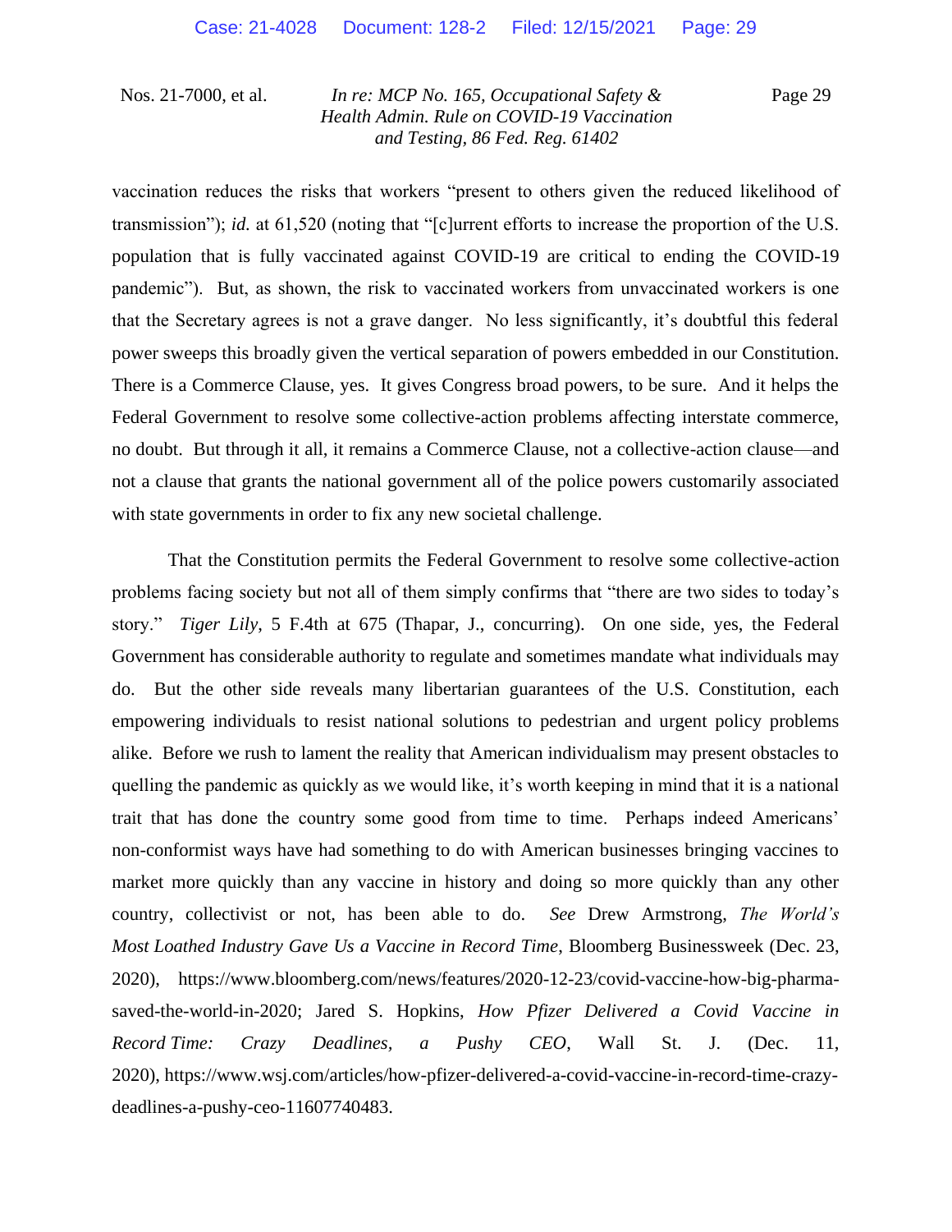vaccination reduces the risks that workers "present to others given the reduced likelihood of transmission"); *id.* at 61,520 (noting that "[c]urrent efforts to increase the proportion of the U.S. population that is fully vaccinated against COVID-19 are critical to ending the COVID-19 pandemic"). But, as shown, the risk to vaccinated workers from unvaccinated workers is one that the Secretary agrees is not a grave danger. No less significantly, it's doubtful this federal power sweeps this broadly given the vertical separation of powers embedded in our Constitution. There is a Commerce Clause, yes. It gives Congress broad powers, to be sure. And it helps the Federal Government to resolve some collective-action problems affecting interstate commerce, no doubt. But through it all, it remains a Commerce Clause, not a collective-action clause—and not a clause that grants the national government all of the police powers customarily associated with state governments in order to fix any new societal challenge.

That the Constitution permits the Federal Government to resolve some collective-action problems facing society but not all of them simply confirms that "there are two sides to today's story." *Tiger Lily*, 5 F.4th at 675 (Thapar, J., concurring). On one side, yes, the Federal Government has considerable authority to regulate and sometimes mandate what individuals may do. But the other side reveals many libertarian guarantees of the U.S. Constitution, each empowering individuals to resist national solutions to pedestrian and urgent policy problems alike. Before we rush to lament the reality that American individualism may present obstacles to quelling the pandemic as quickly as we would like, it's worth keeping in mind that it is a national trait that has done the country some good from time to time. Perhaps indeed Americans' non-conformist ways have had something to do with American businesses bringing vaccines to market more quickly than any vaccine in history and doing so more quickly than any other country, collectivist or not, has been able to do. *See* Drew Armstrong, *The World's Most Loathed Industry Gave Us a Vaccine in Record Time*, Bloomberg Businessweek (Dec. 23, 2020), https://www.bloomberg.com/news/features/2020-12-23/covid-vaccine-how-big-pharma-saved-the-world-in-2020; Jared S. Hopkins, *How Pfizer Delivered a Covid Vaccine in Record Time: Crazy Deadlines, a Pushy CEO*, Wall St. J. (Dec. 11, 2020), https://www.wsj.com/articles/how-pfizer-delivered-a-covid-vaccine-in-record-time-crazy-deadlines-a-pushy-ceo-11607740483.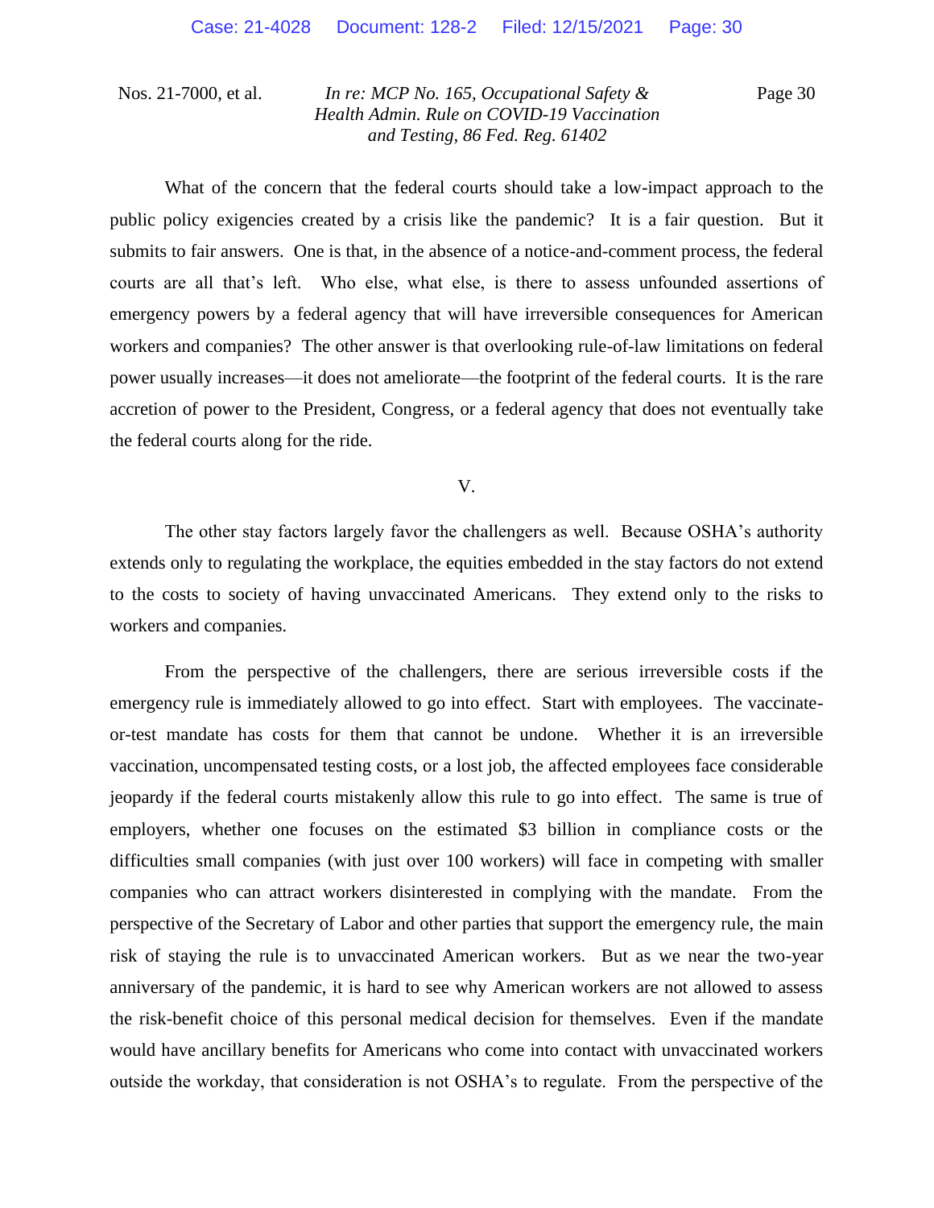What of the concern that the federal courts should take a low-impact approach to the public policy exigencies created by a crisis like the pandemic? It is a fair question. But it submits to fair answers. One is that, in the absence of a notice-and-comment process, the federal courts are all that's left. Who else, what else, is there to assess unfounded assertions of emergency powers by a federal agency that will have irreversible consequences for American workers and companies? The other answer is that overlooking rule-of-law limitations on federal power usually increases—it does not ameliorate—the footprint of the federal courts. It is the rare accretion of power to the President, Congress, or a federal agency that does not eventually take the federal courts along for the ride.

## V.

The other stay factors largely favor the challengers as well. Because OSHA's authority extends only to regulating the workplace, the equities embedded in the stay factors do not extend to the costs to society of having unvaccinated Americans. They extend only to the risks to workers and companies.

From the perspective of the challengers, there are serious irreversible costs if the emergency rule is immediately allowed to go into effect. Start with employees. The vaccinate-or-test mandate has costs for them that cannot be undone. Whether it is an irreversible vaccination, uncompensated testing costs, or a lost job, the affected employees face considerable jeopardy if the federal courts mistakenly allow this rule to go into effect. The same is true of employers, whether one focuses on the estimated $3 billion in compliance costs or the difficulties small companies (with just over 100 workers) will face in competing with smaller companies who can attract workers disinterested in complying with the mandate. From the perspective of the Secretary of Labor and other parties that support the emergency rule, the main risk of staying the rule is to unvaccinated American workers. But as we near the two-year anniversary of the pandemic, it is hard to see why American workers are not allowed to assess the risk-benefit choice of this personal medical decision for themselves. Even if the mandate would have ancillary benefits for Americans who come into contact with unvaccinated workers outside the workday, that consideration is not OSHA's to regulate. From the perspective of the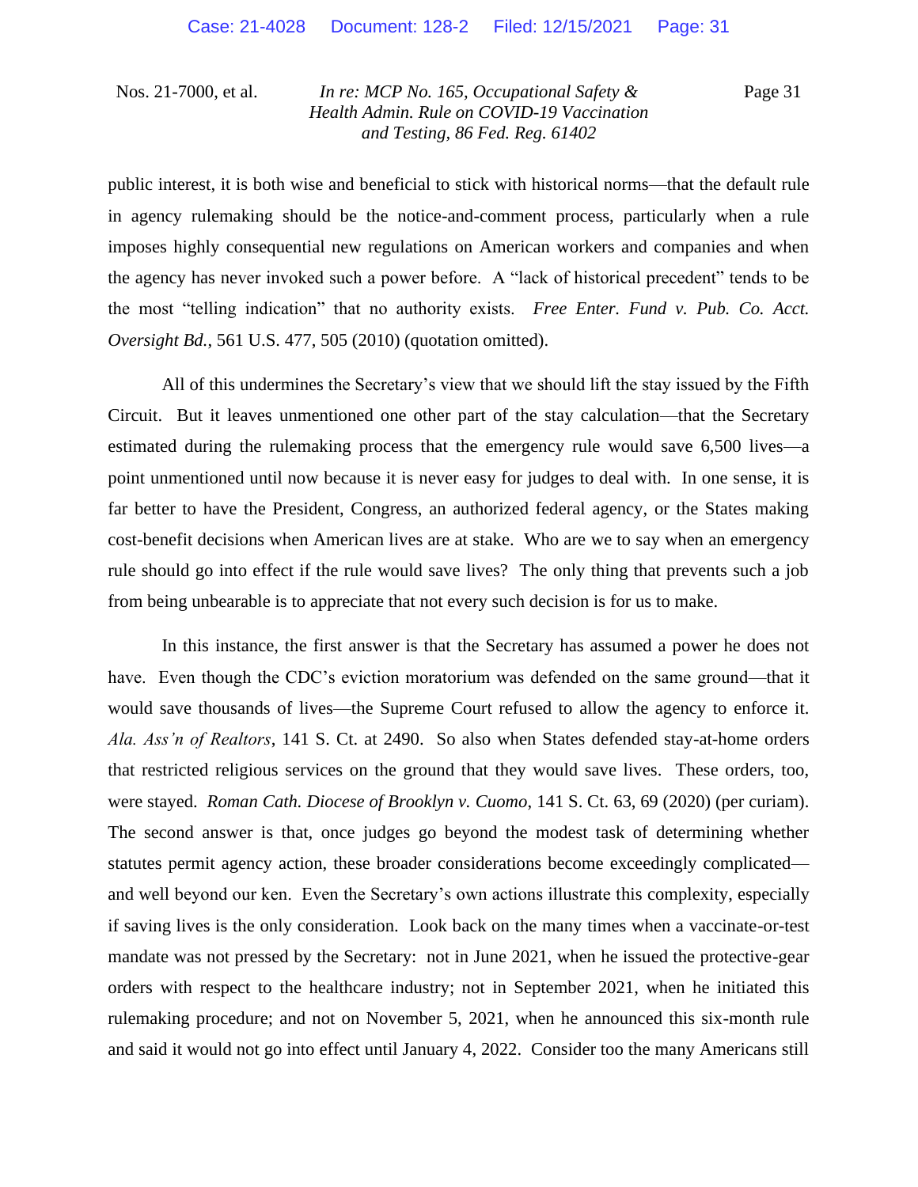public interest, it is both wise and beneficial to stick with historical norms—that the default rule in agency rulemaking should be the notice-and-comment process, particularly when a rule imposes highly consequential new regulations on American workers and companies and when the agency has never invoked such a power before. A "lack of historical precedent" tends to be the most "telling indication" that no authority exists. *Free Enter. Fund v. Pub. Co. Acct. Oversight Bd.*, 561 U.S. 477, 505 (2010) (quotation omitted).

All of this undermines the Secretary's view that we should lift the stay issued by the Fifth Circuit. But it leaves unmentioned one other part of the stay calculation—that the Secretary estimated during the rulemaking process that the emergency rule would save 6,500 lives—a point unmentioned until now because it is never easy for judges to deal with. In one sense, it is far better to have the President, Congress, an authorized federal agency, or the States making cost-benefit decisions when American lives are at stake. Who are we to say when an emergency rule should go into effect if the rule would save lives? The only thing that prevents such a job from being unbearable is to appreciate that not every such decision is for us to make.

In this instance, the first answer is that the Secretary has assumed a power he does not have. Even though the CDC's eviction moratorium was defended on the same ground—that it would save thousands of lives—the Supreme Court refused to allow the agency to enforce it. *Ala. Ass'n of Realtors*, 141 S. Ct. at 2490. So also when States defended stay-at-home orders that restricted religious services on the ground that they would save lives. These orders, too, were stayed. *Roman Cath. Diocese of Brooklyn v. Cuomo*, 141 S. Ct. 63, 69 (2020) (per curiam). The second answer is that, once judges go beyond the modest task of determining whether statutes permit agency action, these broader considerations become exceedingly complicated—and well beyond our ken. Even the Secretary's own actions illustrate this complexity, especially if saving lives is the only consideration. Look back on the many times when a vaccinate-or-test mandate was not pressed by the Secretary: not in June 2021, when he issued the protective-gear orders with respect to the healthcare industry; not in September 2021, when he initiated this rulemaking procedure; and not on November 5, 2021, when he announced this six-month rule and said it would not go into effect until January 4, 2022. Consider too the many Americans still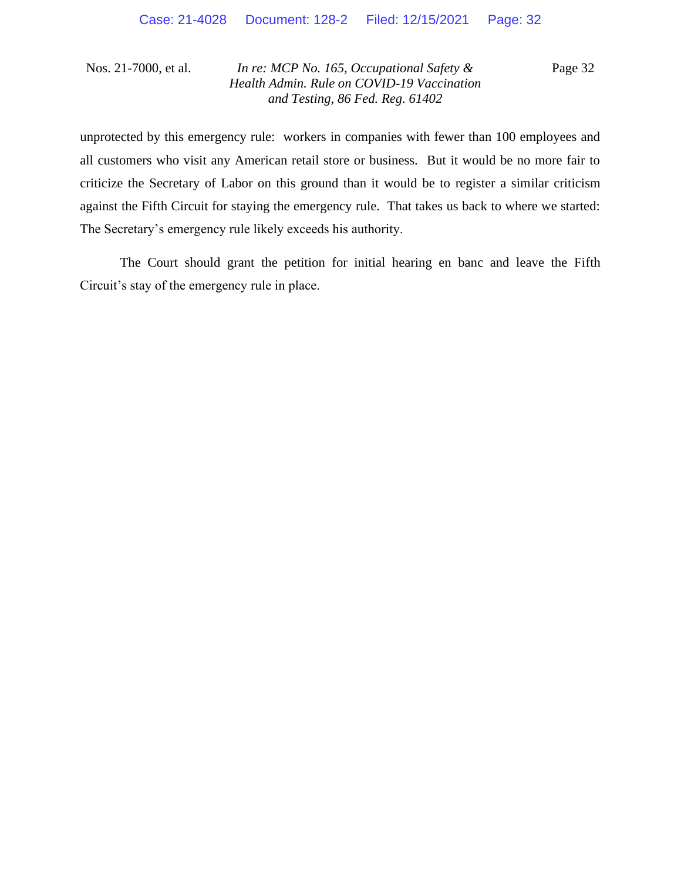unprotected by this emergency rule: workers in companies with fewer than 100 employees and all customers who visit any American retail store or business. But it would be no more fair to criticize the Secretary of Labor on this ground than it would be to register a similar criticism against the Fifth Circuit for staying the emergency rule. That takes us back to where we started: The Secretary's emergency rule likely exceeds his authority.

The Court should grant the petition for initial hearing en banc and leave the Fifth Circuit's stay of the emergency rule in place.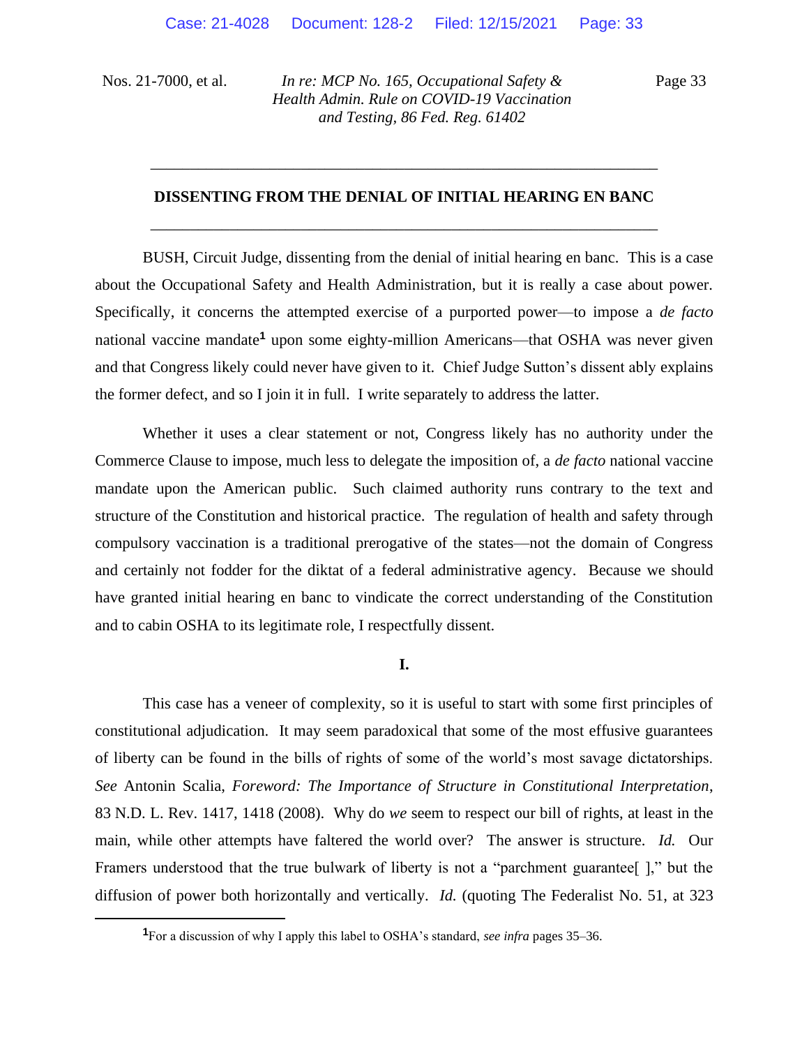## DISSENTING FROM THE DENIAL OF INITIAL HEARING EN BANC

BUSH, Circuit Judge, dissenting from the denial of initial hearing en banc. This is a case about the Occupational Safety and Health Administration, but it is really a case about power. Specifically, it concerns the attempted exercise of a purported power—to impose a *de facto* national vaccine mandate[1] upon some eighty-million Americans—that OSHA was never given and that Congress likely could never have given to it. Chief Judge Sutton's dissent ably explains the former defect, and so I join it in full. I write separately to address the latter.

Whether it uses a clear statement or not, Congress likely has no authority under the Commerce Clause to impose, much less to delegate the imposition of, a *de facto* national vaccine mandate upon the American public. Such claimed authority runs contrary to the text and structure of the Constitution and historical practice. The regulation of health and safety through compulsory vaccination is a traditional prerogative of the states—not the domain of Congress and certainly not fodder for the diktat of a federal administrative agency. Because we should have granted initial hearing en banc to vindicate the correct understanding of the Constitution and to cabin OSHA to its legitimate role, I respectfully dissent.

### I.

This case has a veneer of complexity, so it is useful to start with some first principles of constitutional adjudication. It may seem paradoxical that some of the most effusive guarantees of liberty can be found in the bills of rights of some of the world's most savage dictatorships. *See* Antonin Scalia, *Foreword: The Importance of Structure in Constitutional Interpretation*, 83 N.D. L. Rev. 1417, 1418 (2008). Why do *we* seem to respect our bill of rights, at least in the main, while other attempts have faltered the world over? The answer is structure. *Id.* Our Framers understood that the true bulwark of liberty is not a "parchment guarantee[ ]," but the diffusion of power both horizontally and vertically. *Id.* (quoting The Federalist No. 51, at 323

[1] For a discussion of why I apply this label to OSHA's standard, *see infra* pages 35–36.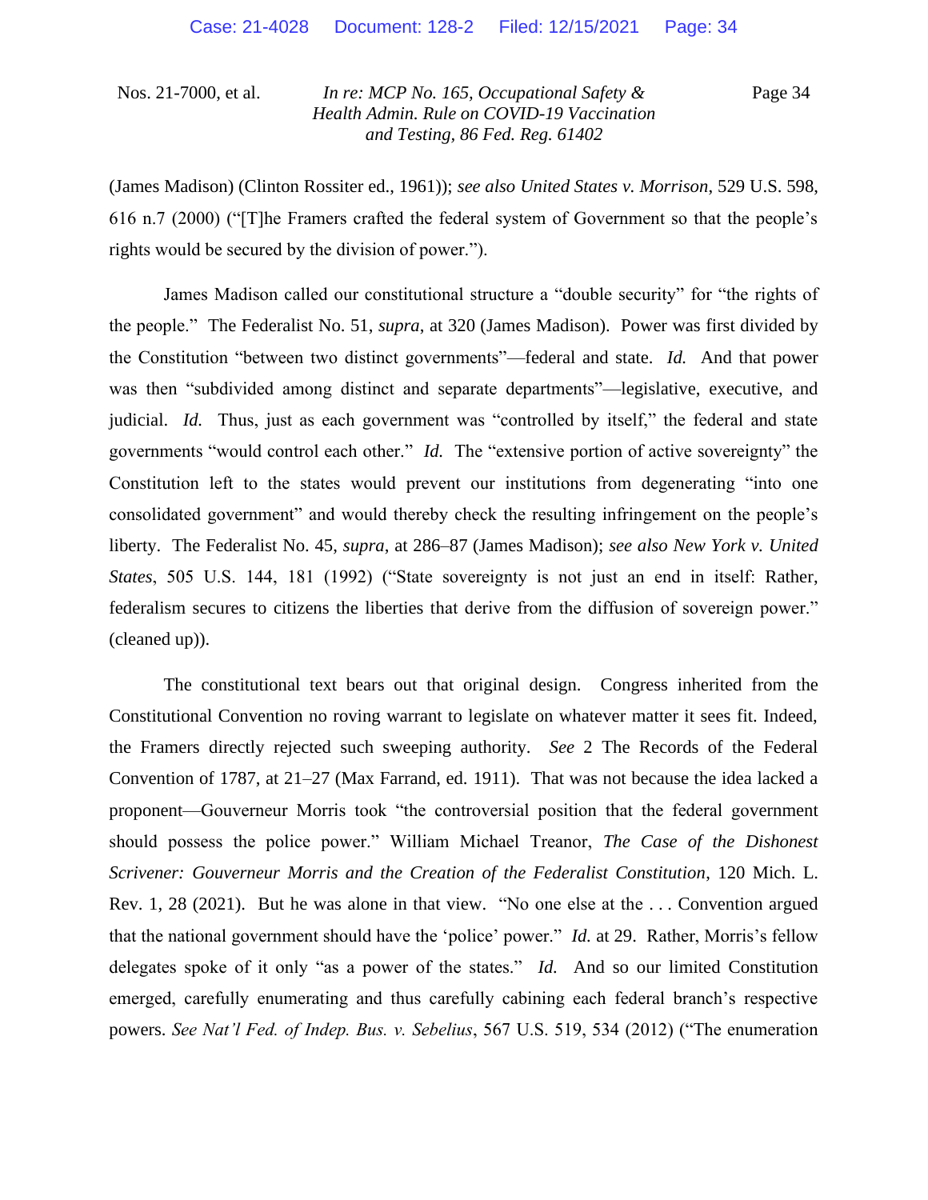(James Madison) (Clinton Rossiter ed., 1961)); *see also United States v. Morrison*, 529 U.S. 598, 616 n.7 (2000) ("[T]he Framers crafted the federal system of Government so that the people's rights would be secured by the division of power.").

James Madison called our constitutional structure a "double security" for "the rights of the people." The Federalist No. 51, *supra*, at 320 (James Madison). Power was first divided by the Constitution "between two distinct governments"—federal and state. *Id.* And that power was then "subdivided among distinct and separate departments"—legislative, executive, and judicial. *Id.* Thus, just as each government was "controlled by itself," the federal and state governments "would control each other." *Id.* The "extensive portion of active sovereignty" the Constitution left to the states would prevent our institutions from degenerating "into one consolidated government" and would thereby check the resulting infringement on the people's liberty. The Federalist No. 45, *supra*, at 286–87 (James Madison); *see also New York v. United States*, 505 U.S. 144, 181 (1992) ("State sovereignty is not just an end in itself: Rather, federalism secures to citizens the liberties that derive from the diffusion of sovereign power." (cleaned up)).

The constitutional text bears out that original design. Congress inherited from the Constitutional Convention no roving warrant to legislate on whatever matter it sees fit. Indeed, the Framers directly rejected such sweeping authority. *See* 2 The Records of the Federal Convention of 1787, at 21–27 (Max Farrand, ed. 1911). That was not because the idea lacked a proponent—Gouverneur Morris took "the controversial position that the federal government should possess the police power." William Michael Treanor, *The Case of the Dishonest Scrivener: Gouverneur Morris and the Creation of the Federalist Constitution*, 120 Mich. L. Rev. 1, 28 (2021). But he was alone in that view. "No one else at the . . . Convention argued that the national government should have the 'police' power." *Id.* at 29. Rather, Morris's fellow delegates spoke of it only "as a power of the states." *Id.* And so our limited Constitution emerged, carefully enumerating and thus carefully cabining each federal branch's respective powers. *See Nat'l Fed. of Indep. Bus. v. Sebelius*, 567 U.S. 519, 534 (2012) ("The enumeration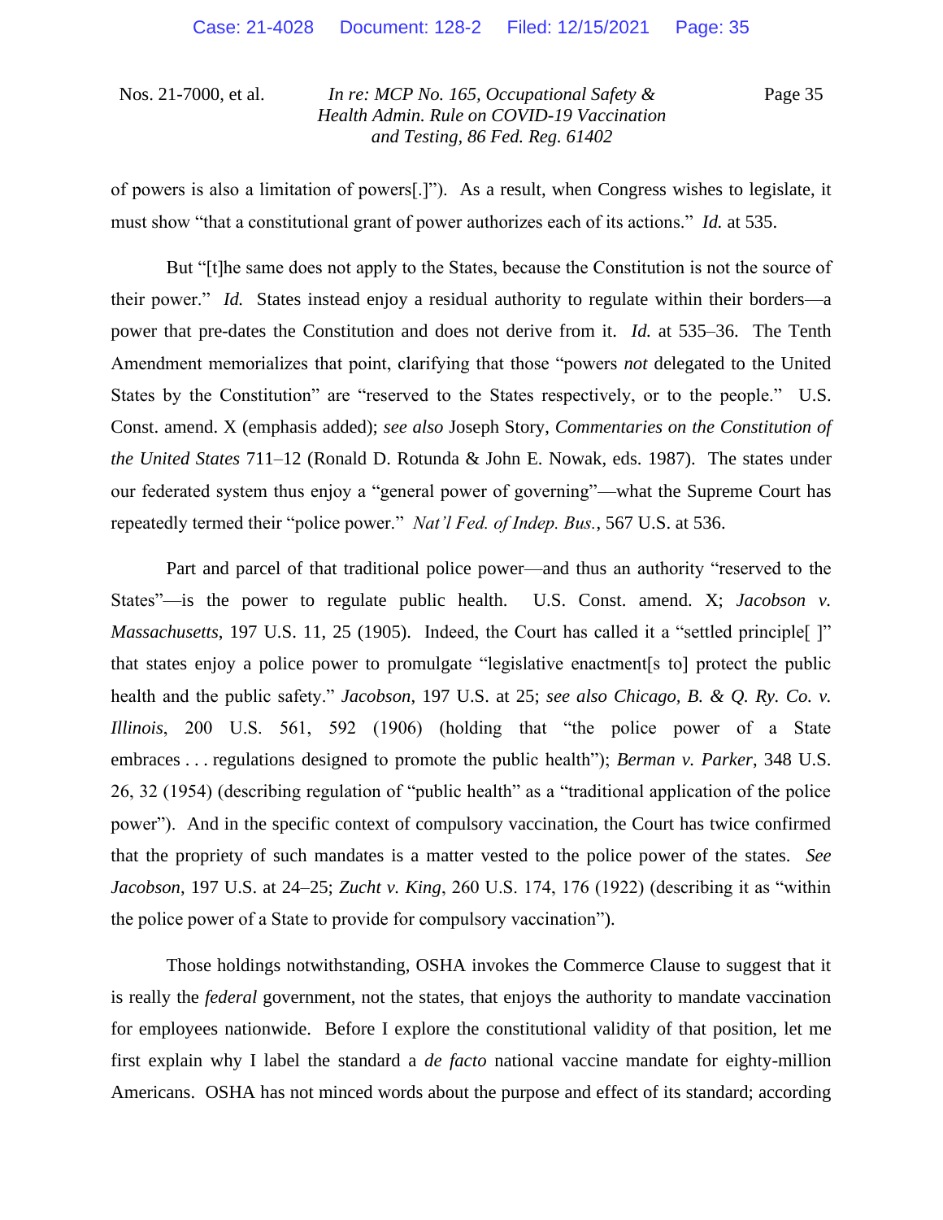of powers is also a limitation of powers[.]"). As a result, when Congress wishes to legislate, it must show "that a constitutional grant of power authorizes each of its actions." *Id.* at 535.

But "[t]he same does not apply to the States, because the Constitution is not the source of their power." *Id.* States instead enjoy a residual authority to regulate within their borders—a power that pre-dates the Constitution and does not derive from it. *Id.* at 535–36. The Tenth Amendment memorializes that point, clarifying that those "powers *not* delegated to the United States by the Constitution" are "reserved to the States respectively, or to the people." U.S. Const. amend. X (emphasis added); *see also* Joseph Story, *Commentaries on the Constitution of the United States* 711–12 (Ronald D. Rotunda & John E. Nowak, eds. 1987). The states under our federated system thus enjoy a "general power of governing"—what the Supreme Court has repeatedly termed their "police power." *Nat'l Fed. of Indep. Bus.*, 567 U.S. at 536.

Part and parcel of that traditional police power—and thus an authority "reserved to the States"—is the power to regulate public health. U.S. Const. amend. X; *Jacobson v. Massachusetts*, 197 U.S. 11, 25 (1905). Indeed, the Court has called it a "settled principle[ ]" that states enjoy a police power to promulgate "legislative enactment[s to] protect the public health and the public safety." *Jacobson*, 197 U.S. at 25; *see also Chicago, B. & Q. Ry. Co. v. Illinois*, 200 U.S. 561, 592 (1906) (holding that "the police power of a State embraces . . . regulations designed to promote the public health"); *Berman v. Parker*, 348 U.S. 26, 32 (1954) (describing regulation of "public health" as a "traditional application of the police power"). And in the specific context of compulsory vaccination, the Court has twice confirmed that the propriety of such mandates is a matter vested to the police power of the states. *See Jacobson*, 197 U.S. at 24–25; *Zucht v. King*, 260 U.S. 174, 176 (1922) (describing it as "within the police power of a State to provide for compulsory vaccination").

Those holdings notwithstanding, OSHA invokes the Commerce Clause to suggest that it is really the *federal* government, not the states, that enjoys the authority to mandate vaccination for employees nationwide. Before I explore the constitutional validity of that position, let me first explain why I label the standard a *de facto* national vaccine mandate for eighty-million Americans. OSHA has not minced words about the purpose and effect of its standard; according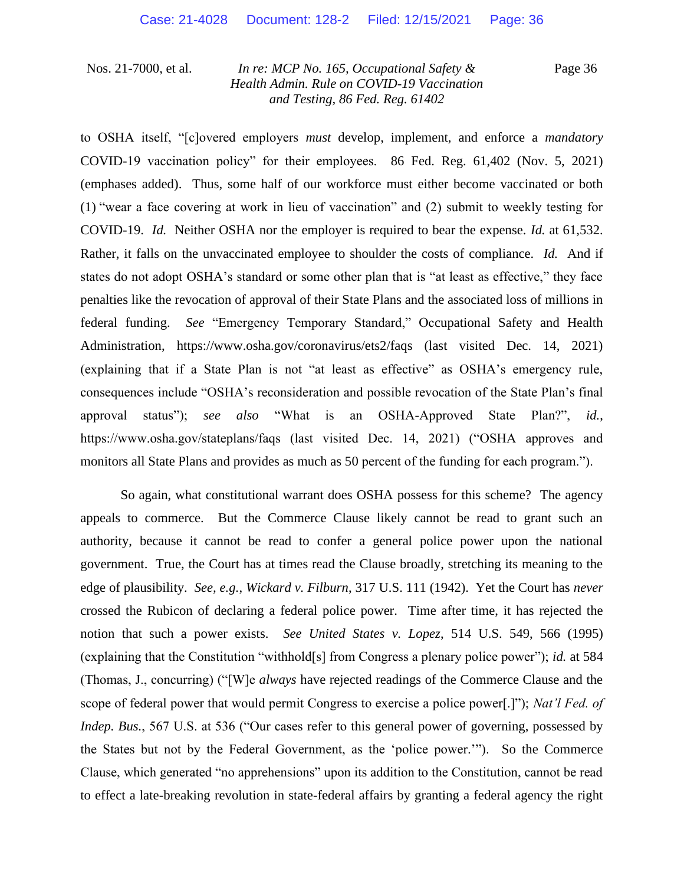to OSHA itself, "[c]overed employers *must* develop, implement, and enforce a *mandatory* COVID-19 vaccination policy" for their employees. 86 Fed. Reg. 61,402 (Nov. 5, 2021) (emphases added). Thus, some half of our workforce must either become vaccinated or both (1) "wear a face covering at work in lieu of vaccination" and (2) submit to weekly testing for COVID-19. *Id.* Neither OSHA nor the employer is required to bear the expense. *Id.* at 61,532. Rather, it falls on the unvaccinated employee to shoulder the costs of compliance. *Id.* And if states do not adopt OSHA's standard or some other plan that is "at least as effective," they face penalties like the revocation of approval of their State Plans and the associated loss of millions in federal funding. *See* "Emergency Temporary Standard," Occupational Safety and Health Administration, https://www.osha.gov/coronavirus/ets2/faqs (last visited Dec. 14, 2021) (explaining that if a State Plan is not "at least as effective" as OSHA's emergency rule, consequences include "OSHA's reconsideration and possible revocation of the State Plan's final approval status"); *see also* "What is an OSHA-Approved State Plan?", *id.*, https://www.osha.gov/stateplans/faqs (last visited Dec. 14, 2021) ("OSHA approves and monitors all State Plans and provides as much as 50 percent of the funding for each program.").

So again, what constitutional warrant does OSHA possess for this scheme? The agency appeals to commerce. But the Commerce Clause likely cannot be read to grant such an authority, because it cannot be read to confer a general police power upon the national government. True, the Court has at times read the Clause broadly, stretching its meaning to the edge of plausibility. *See, e.g.*, *Wickard v. Filburn*, 317 U.S. 111 (1942). Yet the Court has *never* crossed the Rubicon of declaring a federal police power. Time after time, it has rejected the notion that such a power exists. *See United States v. Lopez*, 514 U.S. 549, 566 (1995) (explaining that the Constitution "withhold[s] from Congress a plenary police power"); *id.* at 584 (Thomas, J., concurring) ("[W]e *always* have rejected readings of the Commerce Clause and the scope of federal power that would permit Congress to exercise a police power[.]"); *Nat'l Fed. of Indep. Bus.*, 567 U.S. at 536 ("Our cases refer to this general power of governing, possessed by the States but not by the Federal Government, as the 'police power.'"). So the Commerce Clause, which generated "no apprehensions" upon its addition to the Constitution, cannot be read to effect a late-breaking revolution in state-federal affairs by granting a federal agency the right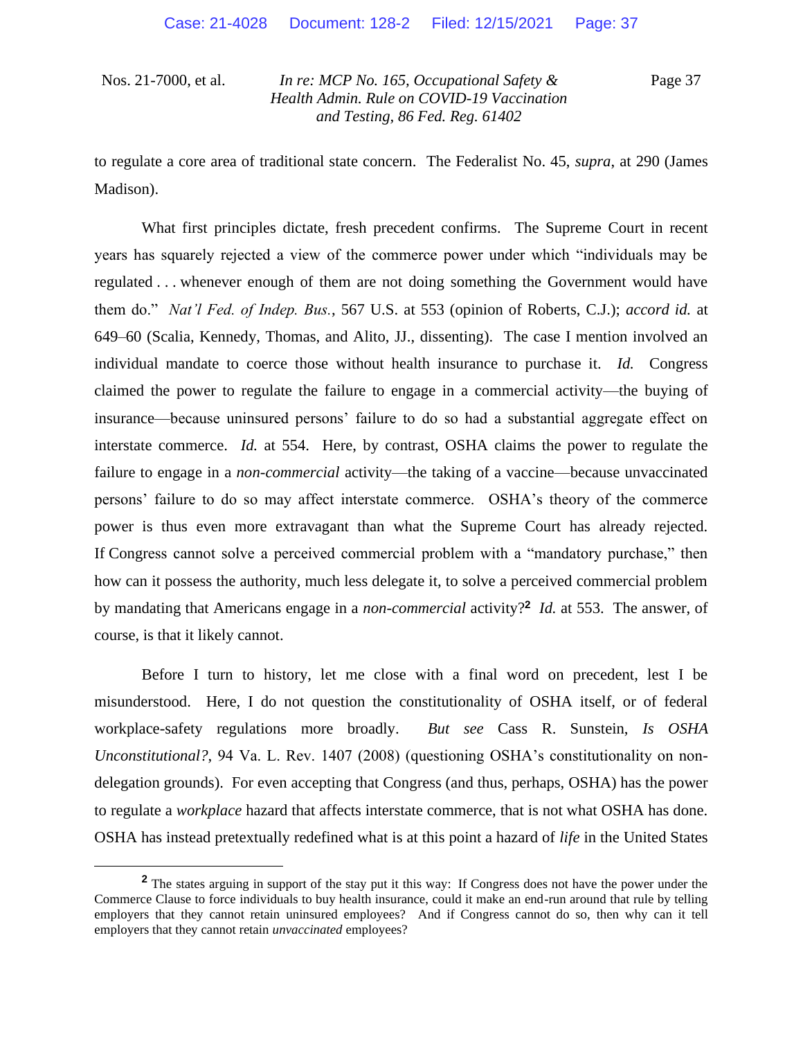to regulate a core area of traditional state concern. The Federalist No. 45, *supra*, at 290 (James Madison).

What first principles dictate, fresh precedent confirms. The Supreme Court in recent years has squarely rejected a view of the commerce power under which "individuals may be regulated . . . whenever enough of them are not doing something the Government would have them do." *Nat'l Fed. of Indep. Bus.*, 567 U.S. at 553 (opinion of Roberts, C.J.); *accord id.* at 649–60 (Scalia, Kennedy, Thomas, and Alito, JJ., dissenting). The case I mention involved an individual mandate to coerce those without health insurance to purchase it. *Id.* Congress claimed the power to regulate the failure to engage in a commercial activity—the buying of insurance—because uninsured persons' failure to do so had a substantial aggregate effect on interstate commerce. *Id.* at 554. Here, by contrast, OSHA claims the power to regulate the failure to engage in a *non-commercial* activity—the taking of a vaccine—because unvaccinated persons' failure to do so may affect interstate commerce. OSHA's theory of the commerce power is thus even more extravagant than what the Supreme Court has already rejected. If Congress cannot solve a perceived commercial problem with a "mandatory purchase," then how can it possess the authority, much less delegate it, to solve a perceived commercial problem by mandating that Americans engage in a *non-commercial* activity?[2] *Id.* at 553. The answer, of course, is that it likely cannot.

Before I turn to history, let me close with a final word on precedent, lest I be misunderstood. Here, I do not question the constitutionality of OSHA itself, or of federal workplace-safety regulations more broadly. *But see* Cass R. Sunstein, *Is OSHA Unconstitutional?*, 94 Va. L. Rev. 1407 (2008) (questioning OSHA's constitutionality on non-delegation grounds). For even accepting that Congress (and thus, perhaps, OSHA) has the power to regulate a *workplace* hazard that affects interstate commerce, that is not what OSHA has done. OSHA has instead pretextually redefined what is at this point a hazard of *life* in the United States

[2] The states arguing in support of the stay put it this way: If Congress does not have the power under the Commerce Clause to force individuals to buy health insurance, could it make an end-run around that rule by telling employers that they cannot retain uninsured employees? And if Congress cannot do so, then why can it tell employers that they cannot retain *unvaccinated* employees?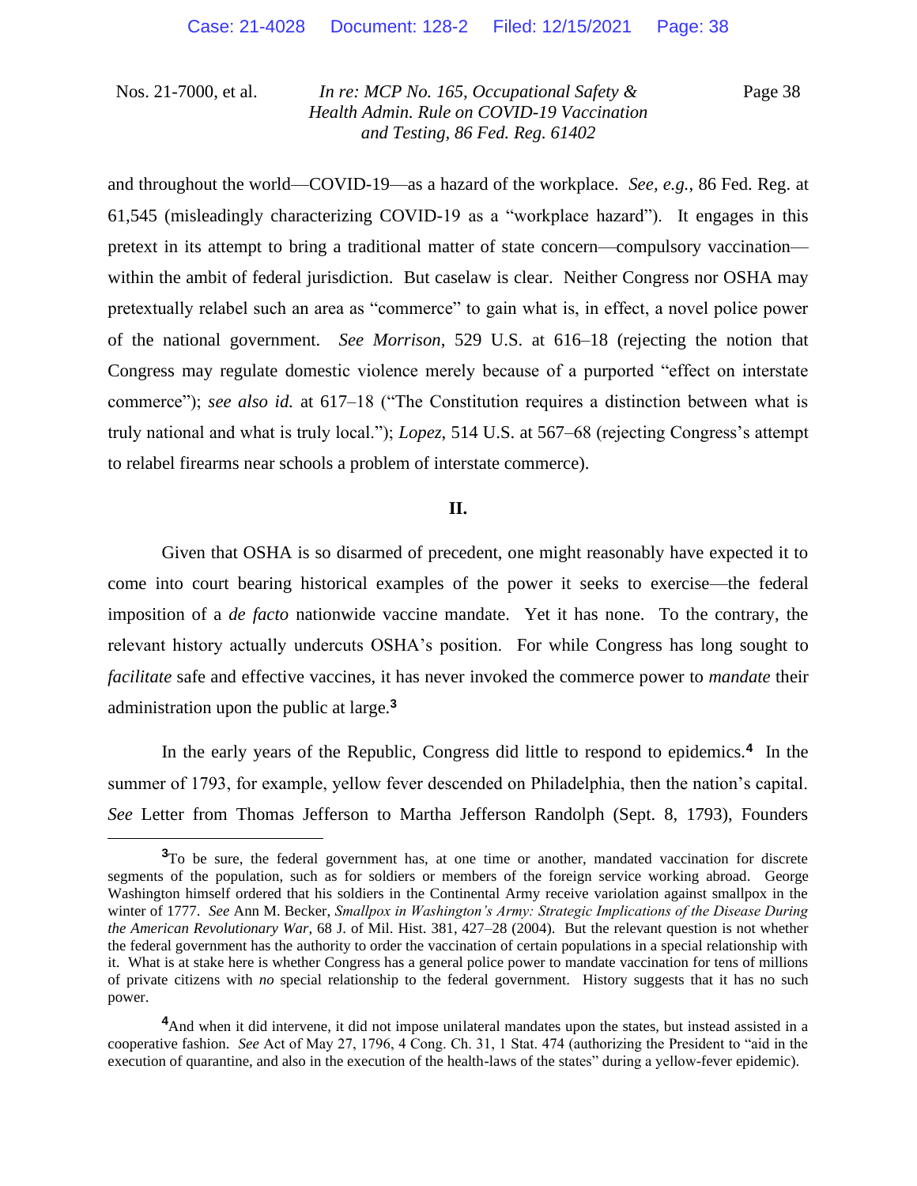and throughout the world—COVID-19—as a hazard of the workplace. *See, e.g.*, 86 Fed. Reg. at 61,545 (misleadingly characterizing COVID-19 as a "workplace hazard"). It engages in this pretext in its attempt to bring a traditional matter of state concern—compulsory vaccination—within the ambit of federal jurisdiction. But caselaw is clear. Neither Congress nor OSHA may pretextually relabel such an area as "commerce" to gain what is, in effect, a novel police power of the national government. *See Morrison*, 529 U.S. at 616–18 (rejecting the notion that Congress may regulate domestic violence merely because of a purported "effect on interstate commerce"); *see also id.* at 617–18 ("The Constitution requires a distinction between what is truly national and what is truly local."); *Lopez*, 514 U.S. at 567–68 (rejecting Congress's attempt to relabel firearms near schools a problem of interstate commerce).

## II.

Given that OSHA is so disarmed of precedent, one might reasonably have expected it to come into court bearing historical examples of the power it seeks to exercise—the federal imposition of a *de facto* nationwide vaccine mandate. Yet it has none. To the contrary, the relevant history actually undercuts OSHA's position. For while Congress has long sought to *facilitate* safe and effective vaccines, it has never invoked the commerce power to *mandate* their administration upon the public at large.[3]

In the early years of the Republic, Congress did little to respond to epidemics.[4] In the summer of 1793, for example, yellow fever descended on Philadelphia, then the nation's capital. *See* Letter from Thomas Jefferson to Martha Jefferson Randolph (Sept. 8, 1793), Founders

---

[3] To be sure, the federal government has, at one time or another, mandated vaccination for discrete segments of the population, such as for soldiers or members of the foreign service working abroad. George Washington himself ordered that his soldiers in the Continental Army receive variolation against smallpox in the winter of 1777. *See* Ann M. Becker, *Smallpox in Washington's Army: Strategic Implications of the Disease During the American Revolutionary War*, 68 J. of Mil. Hist. 381, 427–28 (2004). But the relevant question is not whether the federal government has the authority to order the vaccination of certain populations in a special relationship with it. What is at stake here is whether Congress has a general police power to mandate vaccination for tens of millions of private citizens with *no* special relationship to the federal government. History suggests that it has no such power.

[4] And when it did intervene, it did not impose unilateral mandates upon the states, but instead assisted in a cooperative fashion. *See* Act of May 27, 1796, 4 Cong. Ch. 31, 1 Stat. 474 (authorizing the President to "aid in the execution of quarantine, and also in the execution of the health-laws of the states" during a yellow-fever epidemic).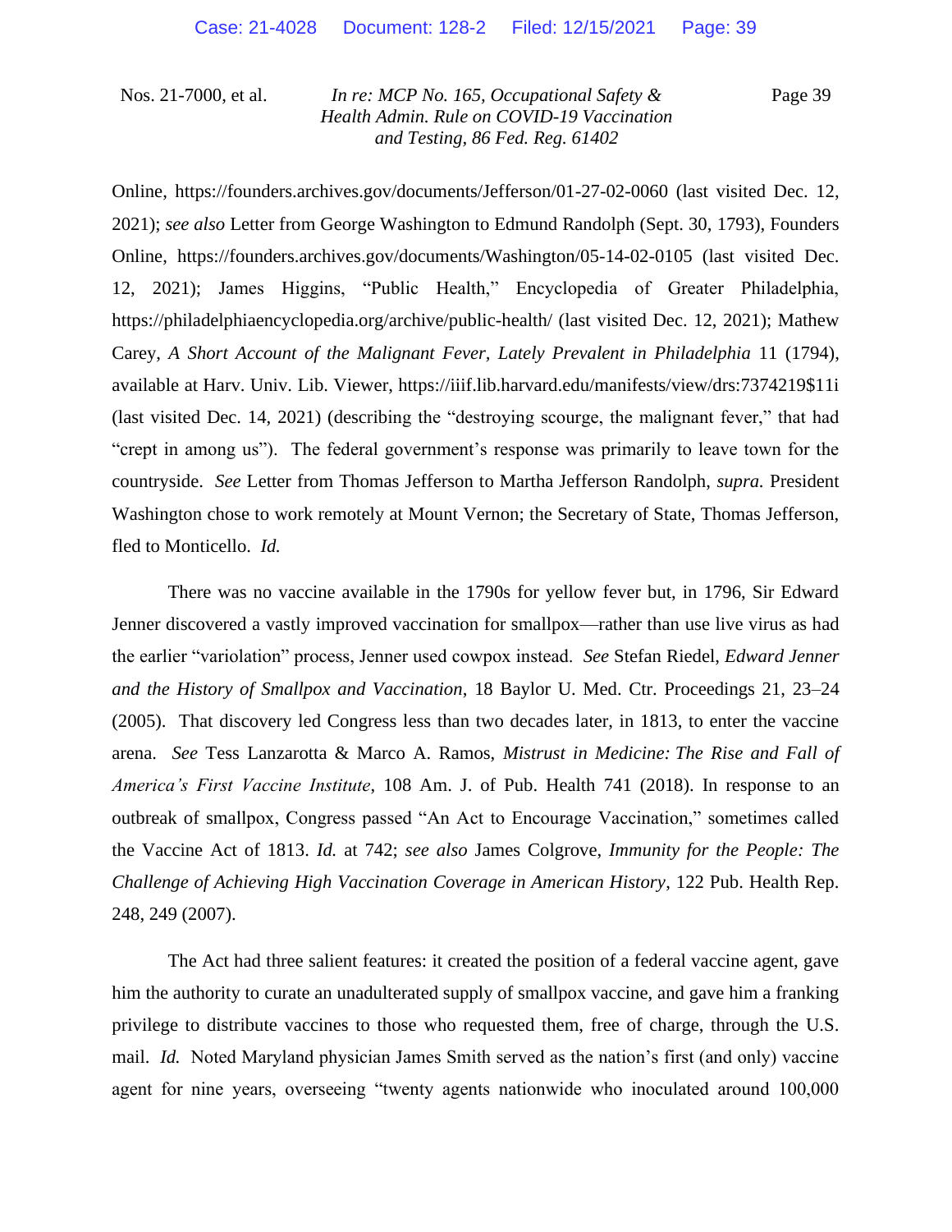Online, https://founders.archives.gov/documents/Jefferson/01-27-02-0060 (last visited Dec. 12, 2021); *see also* Letter from George Washington to Edmund Randolph (Sept. 30, 1793), Founders Online, https://founders.archives.gov/documents/Washington/05-14-02-0105 (last visited Dec. 12, 2021); James Higgins, "Public Health," Encyclopedia of Greater Philadelphia, https://philadelphiaencyclopedia.org/archive/public-health/ (last visited Dec. 12, 2021); Mathew Carey, *A Short Account of the Malignant Fever, Lately Prevalent in Philadelphia* 11 (1794), available at Harv. Univ. Lib. Viewer, https://iiif.lib.harvard.edu/manifests/view/drs:7374219$11i (last visited Dec. 14, 2021) (describing the "destroying scourge, the malignant fever," that had "crept in among us"). The federal government's response was primarily to leave town for the countryside. *See* Letter from Thomas Jefferson to Martha Jefferson Randolph, *supra.* President Washington chose to work remotely at Mount Vernon; the Secretary of State, Thomas Jefferson, fled to Monticello. *Id.*

There was no vaccine available in the 1790s for yellow fever but, in 1796, Sir Edward Jenner discovered a vastly improved vaccination for smallpox—rather than use live virus as had the earlier "variolation" process, Jenner used cowpox instead. *See* Stefan Riedel, *Edward Jenner and the History of Smallpox and Vaccination*, 18 Baylor U. Med. Ctr. Proceedings 21, 23–24 (2005). That discovery led Congress less than two decades later, in 1813, to enter the vaccine arena. *See* Tess Lanzarotta & Marco A. Ramos, *Mistrust in Medicine: The Rise and Fall of America's First Vaccine Institute*, 108 Am. J. of Pub. Health 741 (2018). In response to an outbreak of smallpox, Congress passed "An Act to Encourage Vaccination," sometimes called the Vaccine Act of 1813. *Id.* at 742; *see also* James Colgrove, *Immunity for the People: The Challenge of Achieving High Vaccination Coverage in American History*, 122 Pub. Health Rep. 248, 249 (2007).

The Act had three salient features: it created the position of a federal vaccine agent, gave him the authority to curate an unadulterated supply of smallpox vaccine, and gave him a franking privilege to distribute vaccines to those who requested them, free of charge, through the U.S. mail. *Id.* Noted Maryland physician James Smith served as the nation's first (and only) vaccine agent for nine years, overseeing "twenty agents nationwide who inoculated around 100,000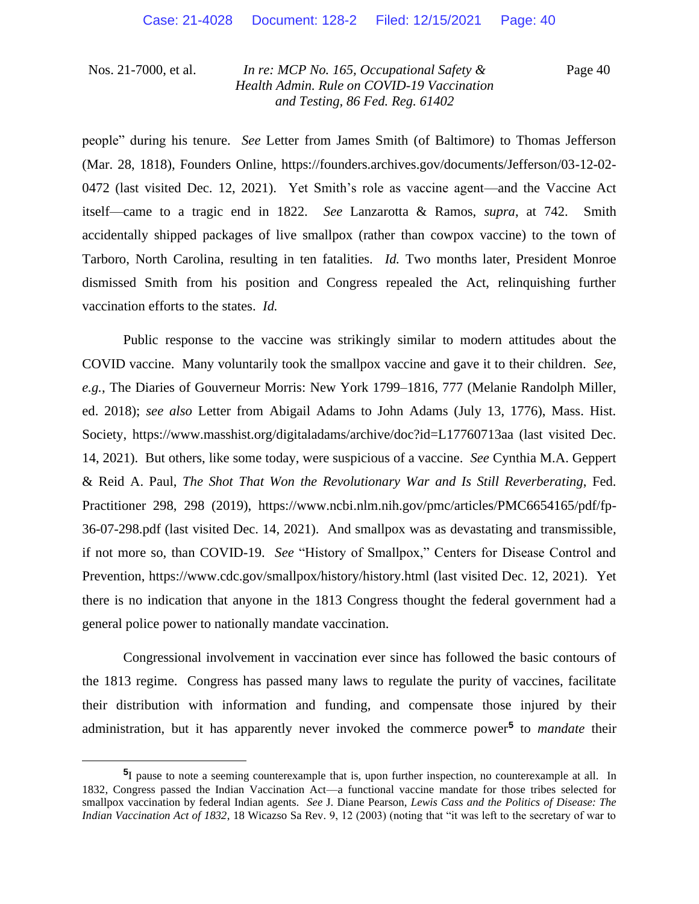people" during his tenure. *See* Letter from James Smith (of Baltimore) to Thomas Jefferson (Mar. 28, 1818), Founders Online, https://founders.archives.gov/documents/Jefferson/03-12-02-0472 (last visited Dec. 12, 2021). Yet Smith's role as vaccine agent—and the Vaccine Act itself—came to a tragic end in 1822. *See* Lanzarotta & Ramos, *supra*, at 742. Smith accidentally shipped packages of live smallpox (rather than cowpox vaccine) to the town of Tarboro, North Carolina, resulting in ten fatalities. *Id.* Two months later, President Monroe dismissed Smith from his position and Congress repealed the Act, relinquishing further vaccination efforts to the states. *Id.*

Public response to the vaccine was strikingly similar to modern attitudes about the COVID vaccine. Many voluntarily took the smallpox vaccine and gave it to their children. *See, e.g.*, The Diaries of Gouverneur Morris: New York 1799–1816, 777 (Melanie Randolph Miller, ed. 2018); *see also* Letter from Abigail Adams to John Adams (July 13, 1776), Mass. Hist. Society, https://www.masshist.org/digitaladams/archive/doc?id=L17760713aa (last visited Dec. 14, 2021). But others, like some today, were suspicious of a vaccine. *See* Cynthia M.A. Geppert & Reid A. Paul, *The Shot That Won the Revolutionary War and Is Still Reverberating*, Fed. Practitioner 298, 298 (2019), https://www.ncbi.nlm.nih.gov/pmc/articles/PMC6654165/pdf/fp-36-07-298.pdf (last visited Dec. 14, 2021). And smallpox was as devastating and transmissible, if not more so, than COVID-19. *See* "History of Smallpox," Centers for Disease Control and Prevention, https://www.cdc.gov/smallpox/history/history.html (last visited Dec. 12, 2021). Yet there is no indication that anyone in the 1813 Congress thought the federal government had a general police power to nationally mandate vaccination.

Congressional involvement in vaccination ever since has followed the basic contours of the 1813 regime. Congress has passed many laws to regulate the purity of vaccines, facilitate their distribution with information and funding, and compensate those injured by their administration, but it has apparently never invoked the commerce power[5] to *mandate* their

---

[5] I pause to note a seeming counterexample that is, upon further inspection, no counterexample at all. In 1832, Congress passed the Indian Vaccination Act—a functional vaccine mandate for those tribes selected for smallpox vaccination by federal Indian agents. *See* J. Diane Pearson, *Lewis Cass and the Politics of Disease: The Indian Vaccination Act of 1832*, 18 Wicazso Sa Rev. 9, 12 (2003) (noting that "it was left to the secretary of war to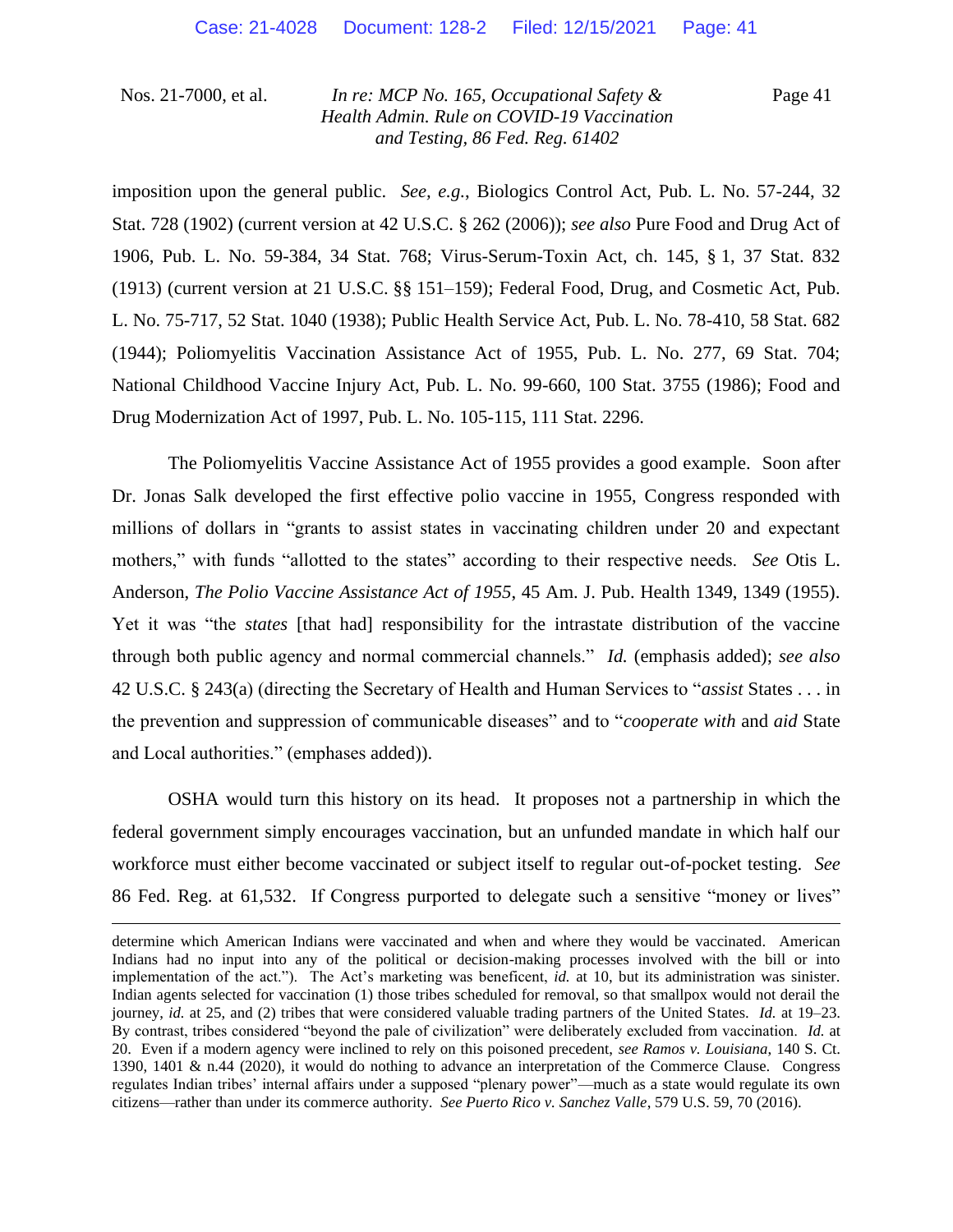imposition upon the general public. *See, e.g.*, Biologics Control Act, Pub. L. No. 57-244, 32 Stat. 728 (1902) (current version at 42 U.S.C. § 262 (2006)); *see also* Pure Food and Drug Act of 1906, Pub. L. No. 59-384, 34 Stat. 768; Virus-Serum-Toxin Act, ch. 145, § 1, 37 Stat. 832 (1913) (current version at 21 U.S.C. §§ 151–159); Federal Food, Drug, and Cosmetic Act, Pub. L. No. 75-717, 52 Stat. 1040 (1938); Public Health Service Act, Pub. L. No. 78-410, 58 Stat. 682 (1944); Poliomyelitis Vaccination Assistance Act of 1955, Pub. L. No. 277, 69 Stat. 704; National Childhood Vaccine Injury Act, Pub. L. No. 99-660, 100 Stat. 3755 (1986); Food and Drug Modernization Act of 1997, Pub. L. No. 105-115, 111 Stat. 2296.

The Poliomyelitis Vaccine Assistance Act of 1955 provides a good example. Soon after Dr. Jonas Salk developed the first effective polio vaccine in 1955, Congress responded with millions of dollars in "grants to assist states in vaccinating children under 20 and expectant mothers," with funds "allotted to the states" according to their respective needs. *See* Otis L. Anderson, *The Polio Vaccine Assistance Act of 1955*, 45 Am. J. Pub. Health 1349, 1349 (1955). Yet it was "the *states* [that had] responsibility for the intrastate distribution of the vaccine through both public agency and normal commercial channels." *Id.* (emphasis added); *see also* 42 U.S.C. § 243(a) (directing the Secretary of Health and Human Services to "*assist* States . . . in the prevention and suppression of communicable diseases" and to "*cooperate with* and *aid* State and Local authorities." (emphases added)).

OSHA would turn this history on its head. It proposes not a partnership in which the federal government simply encourages vaccination, but an unfunded mandate in which half our workforce must either become vaccinated or subject itself to regular out-of-pocket testing. *See* 86 Fed. Reg. at 61,532. If Congress purported to delegate such a sensitive "money or lives"

---

determine which American Indians were vaccinated and when and where they would be vaccinated. American Indians had no input into any of the political or decision-making processes involved with the bill or into implementation of the act."). The Act's marketing was beneficent, *id.* at 10, but its administration was sinister. Indian agents selected for vaccination (1) those tribes scheduled for removal, so that smallpox would not derail the journey, *id.* at 25, and (2) tribes that were considered valuable trading partners of the United States. *Id.* at 19–23. By contrast, tribes considered "beyond the pale of civilization" were deliberately excluded from vaccination. *Id.* at 20. Even if a modern agency were inclined to rely on this poisoned precedent, *see Ramos v. Louisiana*, 140 S. Ct. 1390, 1401 & n.44 (2020), it would do nothing to advance an interpretation of the Commerce Clause. Congress regulates Indian tribes' internal affairs under a supposed "plenary power"—much as a state would regulate its own citizens—rather than under its commerce authority. *See Puerto Rico v. Sanchez Valle*, 579 U.S. 59, 70 (2016).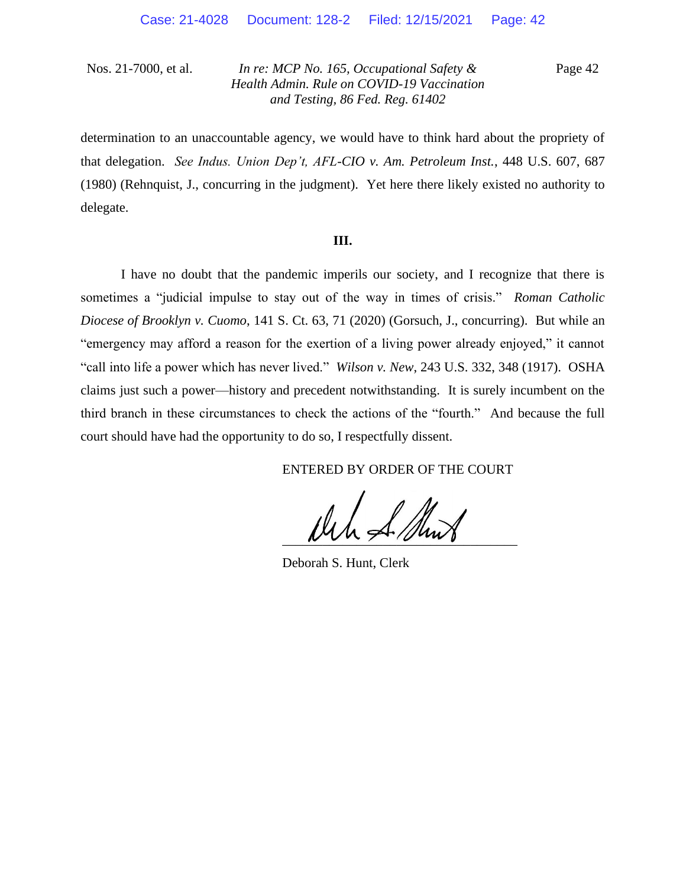determination to an unaccountable agency, we would have to think hard about the propriety of that delegation. *See Indus. Union Dep't, AFL-CIO v. Am. Petroleum Inst.*, 448 U.S. 607, 687 (1980) (Rehnquist, J., concurring in the judgment). Yet here there likely existed no authority to delegate.

## III.

I have no doubt that the pandemic imperils our society, and I recognize that there is sometimes a "judicial impulse to stay out of the way in times of crisis." *Roman Catholic Diocese of Brooklyn v. Cuomo*, 141 S. Ct. 63, 71 (2020) (Gorsuch, J., concurring). But while an "emergency may afford a reason for the exertion of a living power already enjoyed," it cannot "call into life a power which has never lived." *Wilson v. New*, 243 U.S. 332, 348 (1917). OSHA claims just such a power—history and precedent notwithstanding. It is surely incumbent on the third branch in these circumstances to check the actions of the "fourth." And because the full court should have had the opportunity to do so, I respectfully dissent.

ENTERED BY ORDER OF THE COURT

Deborah S. Hunt, Clerk